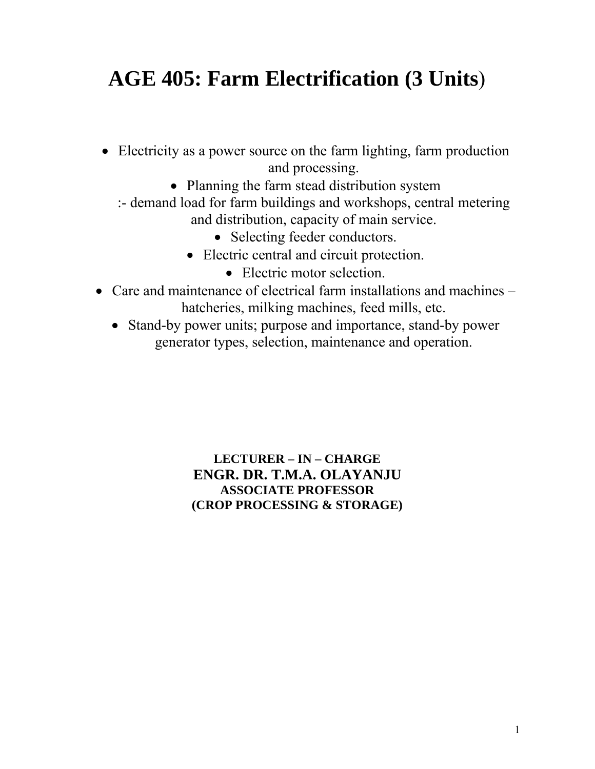# AGE 405: Farm Electrification (3 Units)

- Electricity as a power source on the farm lighting, farm production and processing.
- Planning the farm stead distribution system
  :- demand load for farm buildings and workshops, central metering and distribution, capacity of main service.
- Selecting feeder conductors.
- Electric central and circuit protection.
- Electric motor selection.
- Care and maintenance of electrical farm installations and machines – hatcheries, milking machines, feed mills, etc.
- Stand-by power units; purpose and importance, stand-by power generator types, selection, maintenance and operation.

**LECTURER – IN – CHARGE**
**ENGR. DR. T.M.A. OLAYANJU**
**ASSOCIATE PROFESSOR**
**(CROP PROCESSING & STORAGE)**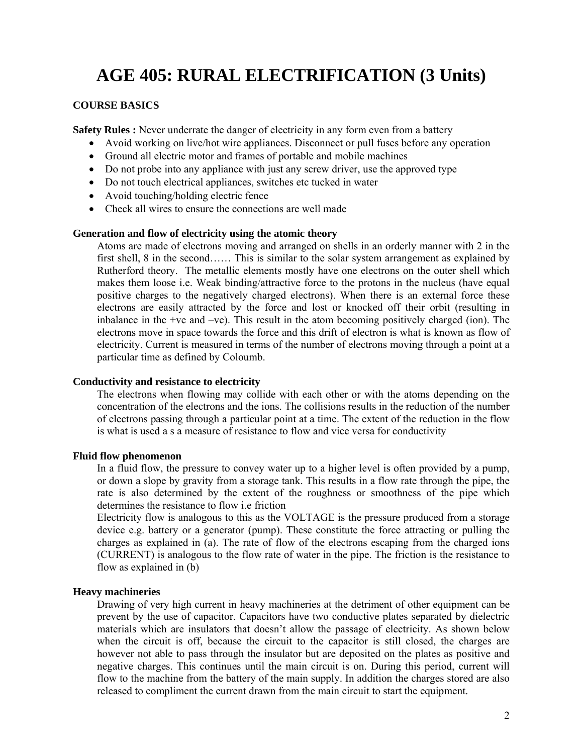# AGE 405: RURAL ELECTRIFICATION (3 Units)

**COURSE BASICS**

**Safety Rules :** Never underrate the danger of electricity in any form even from a battery

- Avoid working on live/hot wire appliances. Disconnect or pull fuses before any operation
- Ground all electric motor and frames of portable and mobile machines
- Do not probe into any appliance with just any screw driver, use the approved type
- Do not touch electrical appliances, switches etc tucked in water
- Avoid touching/holding electric fence
- Check all wires to ensure the connections are well made

**Generation and flow of electricity using the atomic theory**

Atoms are made of electrons moving and arranged on shells in an orderly manner with 2 in the first shell, 8 in the second…… This is similar to the solar system arrangement as explained by Rutherford theory. The metallic elements mostly have one electrons on the outer shell which makes them loose i.e. Weak binding/attractive force to the protons in the nucleus (have equal positive charges to the negatively charged electrons). When there is an external force these electrons are easily attracted by the force and lost or knocked off their orbit (resulting in inbalance in the +ve and –ve). This result in the atom becoming positively charged (ion). The electrons move in space towards the force and this drift of electron is what is known as flow of electricity. Current is measured in terms of the number of electrons moving through a point at a particular time as defined by Coloumb.

**Conductivity and resistance to electricity**

The electrons when flowing may collide with each other or with the atoms depending on the concentration of the electrons and the ions. The collisions results in the reduction of the number of electrons passing through a particular point at a time. The extent of the reduction in the flow is what is used a s a measure of resistance to flow and vice versa for conductivity

**Fluid flow phenomenon**

In a fluid flow, the pressure to convey water up to a higher level is often provided by a pump, or down a slope by gravity from a storage tank. This results in a flow rate through the pipe, the rate is also determined by the extent of the roughness or smoothness of the pipe which determines the resistance to flow i.e friction

Electricity flow is analogous to this as the VOLTAGE is the pressure produced from a storage device e.g. battery or a generator (pump). These constitute the force attracting or pulling the charges as explained in (a). The rate of flow of the electrons escaping from the charged ions (CURRENT) is analogous to the flow rate of water in the pipe. The friction is the resistance to flow as explained in (b)

**Heavy machineries**

Drawing of very high current in heavy machineries at the detriment of other equipment can be prevent by the use of capacitor. Capacitors have two conductive plates separated by dielectric materials which are insulators that doesn't allow the passage of electricity. As shown below when the circuit is off, because the circuit to the capacitor is still closed, the charges are however not able to pass through the insulator but are deposited on the plates as positive and negative charges. This continues until the main circuit is on. During this period, current will flow to the machine from the battery of the main supply. In addition the charges stored are also released to compliment the current drawn from the main circuit to start the equipment.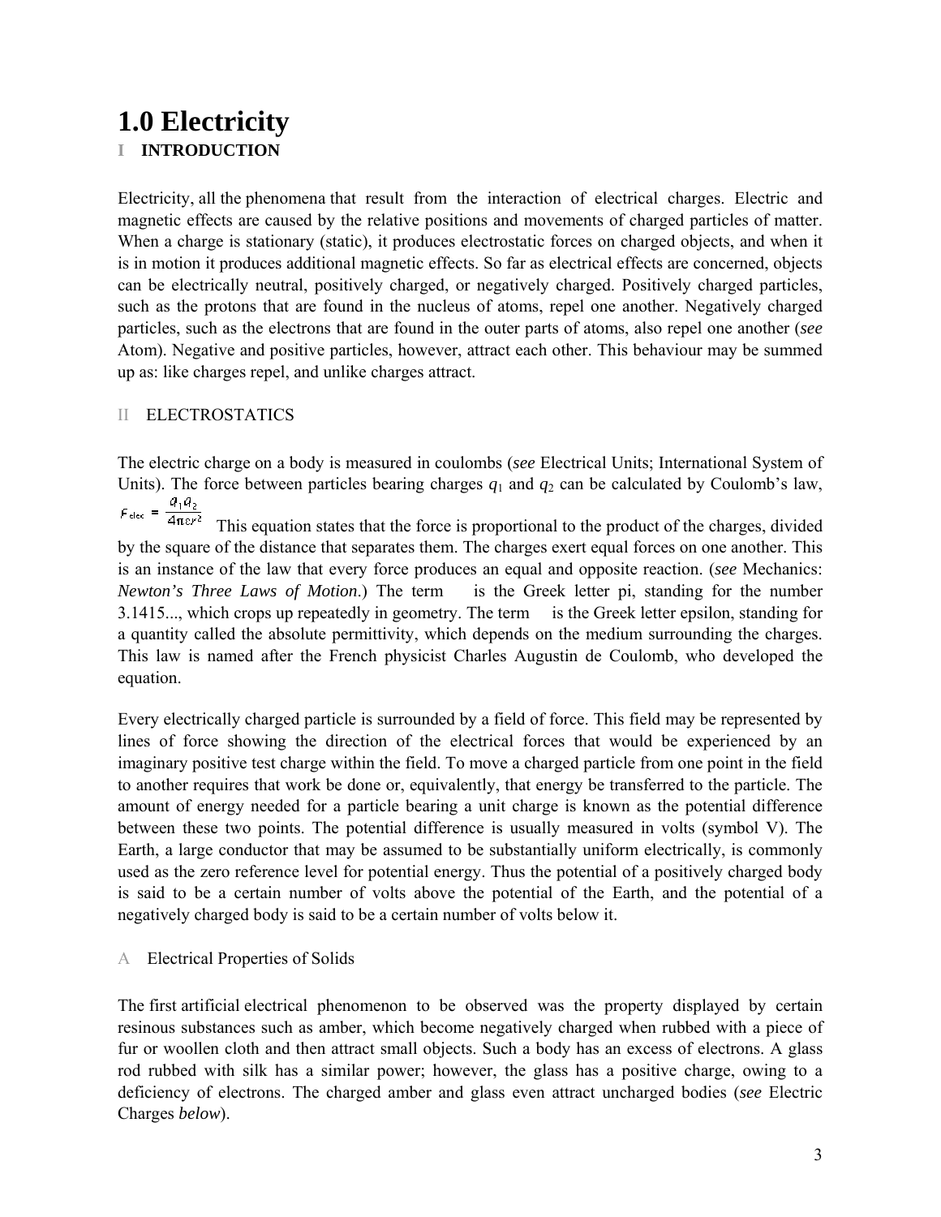# 1.0 Electricity

## I INTRODUCTION

Electricity, all the phenomena that result from the interaction of electrical charges. Electric and magnetic effects are caused by the relative positions and movements of charged particles of matter. When a charge is stationary (static), it produces electrostatic forces on charged objects, and when it is in motion it produces additional magnetic effects. So far as electrical effects are concerned, objects can be electrically neutral, positively charged, or negatively charged. Positively charged particles, such as the protons that are found in the nucleus of atoms, repel one another. Negatively charged particles, such as the electrons that are found in the outer parts of atoms, also repel one another (*see* Atom). Negative and positive particles, however, attract each other. This behaviour may be summed up as: like charges repel, and unlike charges attract.

## II ELECTROSTATICS

The electric charge on a body is measured in coulombs (*see* Electrical Units; International System of Units). The force between particles bearing charges $q_1$ and $q_2$ can be calculated by Coulomb's law, $F_{elec} = \frac{q_1 q_2}{4\pi\varepsilon r^2}$ This equation states that the force is proportional to the product of the charges, divided by the square of the distance that separates them. The charges exert equal forces on one another. This is an instance of the law that every force produces an equal and opposite reaction. (*see* Mechanics: *Newton's Three Laws of Motion*.) The term is the Greek letter pi, standing for the number 3.1415..., which crops up repeatedly in geometry. The term is the Greek letter epsilon, standing for a quantity called the absolute permittivity, which depends on the medium surrounding the charges. This law is named after the French physicist Charles Augustin de Coulomb, who developed the equation.

Every electrically charged particle is surrounded by a field of force. This field may be represented by lines of force showing the direction of the electrical forces that would be experienced by an imaginary positive test charge within the field. To move a charged particle from one point in the field to another requires that work be done or, equivalently, that energy be transferred to the particle. The amount of energy needed for a particle bearing a unit charge is known as the potential difference between these two points. The potential difference is usually measured in volts (symbol V). The Earth, a large conductor that may be assumed to be substantially uniform electrically, is commonly used as the zero reference level for potential energy. Thus the potential of a positively charged body is said to be a certain number of volts above the potential of the Earth, and the potential of a negatively charged body is said to be a certain number of volts below it.

### A Electrical Properties of Solids

The first artificial electrical phenomenon to be observed was the property displayed by certain resinous substances such as amber, which become negatively charged when rubbed with a piece of fur or woollen cloth and then attract small objects. Such a body has an excess of electrons. A glass rod rubbed with silk has a similar power; however, the glass has a positive charge, owing to a deficiency of electrons. The charged amber and glass even attract uncharged bodies (*see* Electric Charges *below*).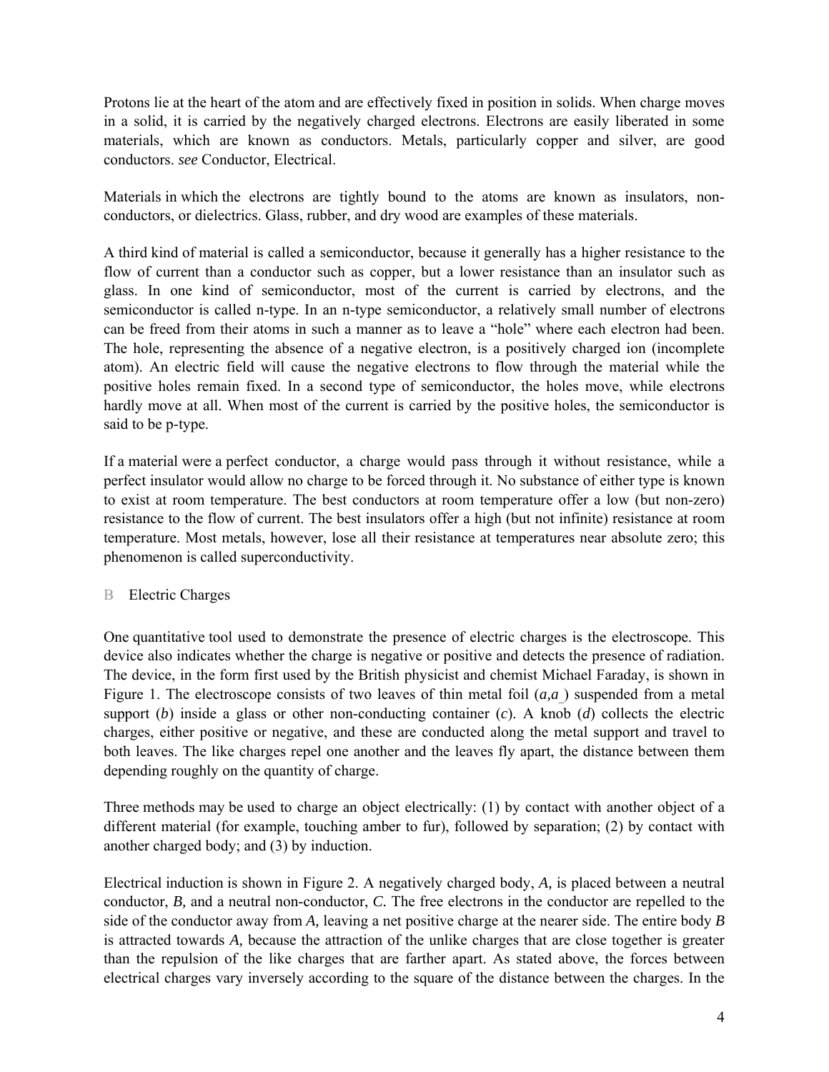Protons lie at the heart of the atom and are effectively fixed in position in solids. When charge moves in a solid, it is carried by the negatively charged electrons. Electrons are easily liberated in some materials, which are known as conductors. Metals, particularly copper and silver, are good conductors. *see* Conductor, Electrical.

Materials in which the electrons are tightly bound to the atoms are known as insulators, non-conductors, or dielectrics. Glass, rubber, and dry wood are examples of these materials.

A third kind of material is called a semiconductor, because it generally has a higher resistance to the flow of current than a conductor such as copper, but a lower resistance than an insulator such as glass. In one kind of semiconductor, most of the current is carried by electrons, and the semiconductor is called n-type. In an n-type semiconductor, a relatively small number of electrons can be freed from their atoms in such a manner as to leave a "hole" where each electron had been. The hole, representing the absence of a negative electron, is a positively charged ion (incomplete atom). An electric field will cause the negative electrons to flow through the material while the positive holes remain fixed. In a second type of semiconductor, the holes move, while electrons hardly move at all. When most of the current is carried by the positive holes, the semiconductor is said to be p-type.

If a material were a perfect conductor, a charge would pass through it without resistance, while a perfect insulator would allow no charge to be forced through it. No substance of either type is known to exist at room temperature. The best conductors at room temperature offer a low (but non-zero) resistance to the flow of current. The best insulators offer a high (but not infinite) resistance at room temperature. Most metals, however, lose all their resistance at temperatures near absolute zero; this phenomenon is called superconductivity.

## B Electric Charges

One quantitative tool used to demonstrate the presence of electric charges is the electroscope. This device also indicates whether the charge is negative or positive and detects the presence of radiation. The device, in the form first used by the British physicist and chemist Michael Faraday, is shown in Figure 1. The electroscope consists of two leaves of thin metal foil (*a,a_*) suspended from a metal support (*b*) inside a glass or other non-conducting container (*c*). A knob (*d*) collects the electric charges, either positive or negative, and these are conducted along the metal support and travel to both leaves. The like charges repel one another and the leaves fly apart, the distance between them depending roughly on the quantity of charge.

Three methods may be used to charge an object electrically: (1) by contact with another object of a different material (for example, touching amber to fur), followed by separation; (2) by contact with another charged body; and (3) by induction.

Electrical induction is shown in Figure 2. A negatively charged body, *A,* is placed between a neutral conductor, *B,* and a neutral non-conductor, *C.* The free electrons in the conductor are repelled to the side of the conductor away from *A,* leaving a net positive charge at the nearer side. The entire body *B* is attracted towards *A,* because the attraction of the unlike charges that are close together is greater than the repulsion of the like charges that are farther apart. As stated above, the forces between electrical charges vary inversely according to the square of the distance between the charges. In the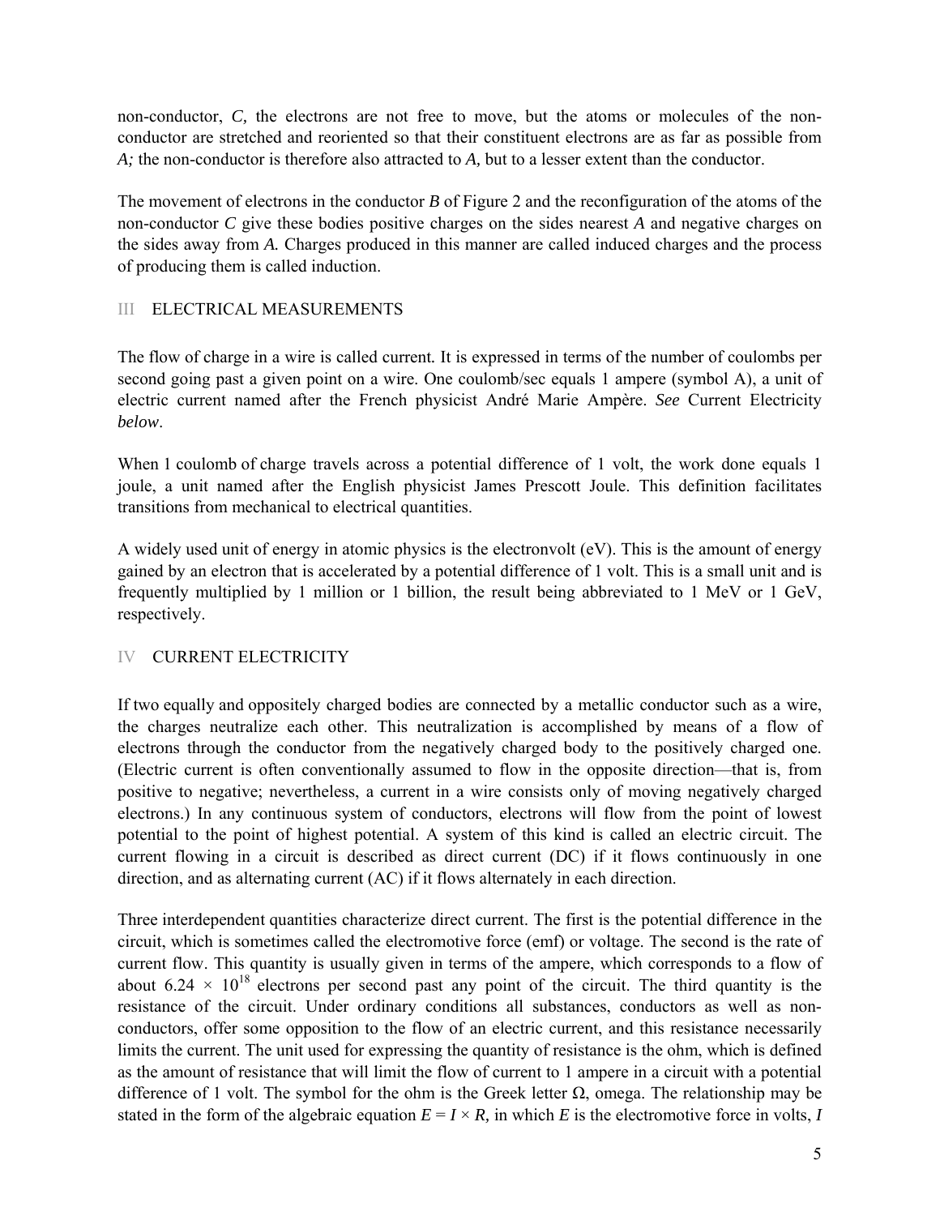non-conductor, *C,* the electrons are not free to move, but the atoms or molecules of the non-conductor are stretched and reoriented so that their constituent electrons are as far as possible from *A;* the non-conductor is therefore also attracted to *A,* but to a lesser extent than the conductor.

The movement of electrons in the conductor *B* of Figure 2 and the reconfiguration of the atoms of the non-conductor *C* give these bodies positive charges on the sides nearest *A* and negative charges on the sides away from *A.* Charges produced in this manner are called induced charges and the process of producing them is called induction.

## III ELECTRICAL MEASUREMENTS

The flow of charge in a wire is called current. It is expressed in terms of the number of coulombs per second going past a given point on a wire. One coulomb/sec equals 1 ampere (symbol A), a unit of electric current named after the French physicist André Marie Ampère. *See* Current Electricity *below*.

When 1 coulomb of charge travels across a potential difference of 1 volt, the work done equals 1 joule, a unit named after the English physicist James Prescott Joule. This definition facilitates transitions from mechanical to electrical quantities.

A widely used unit of energy in atomic physics is the electronvolt (eV). This is the amount of energy gained by an electron that is accelerated by a potential difference of 1 volt. This is a small unit and is frequently multiplied by 1 million or 1 billion, the result being abbreviated to 1 MeV or 1 GeV, respectively.

## IV CURRENT ELECTRICITY

If two equally and oppositely charged bodies are connected by a metallic conductor such as a wire, the charges neutralize each other. This neutralization is accomplished by means of a flow of electrons through the conductor from the negatively charged body to the positively charged one. (Electric current is often conventionally assumed to flow in the opposite direction—that is, from positive to negative; nevertheless, a current in a wire consists only of moving negatively charged electrons.) In any continuous system of conductors, electrons will flow from the point of lowest potential to the point of highest potential. A system of this kind is called an electric circuit. The current flowing in a circuit is described as direct current (DC) if it flows continuously in one direction, and as alternating current (AC) if it flows alternately in each direction.

Three interdependent quantities characterize direct current. The first is the potential difference in the circuit, which is sometimes called the electromotive force (emf) or voltage. The second is the rate of current flow. This quantity is usually given in terms of the ampere, which corresponds to a flow of about $6.24 \times 10^{18}$ electrons per second past any point of the circuit. The third quantity is the resistance of the circuit. Under ordinary conditions all substances, conductors as well as non-conductors, offer some opposition to the flow of an electric current, and this resistance necessarily limits the current. The unit used for expressing the quantity of resistance is the ohm, which is defined as the amount of resistance that will limit the flow of current to 1 ampere in a circuit with a potential difference of 1 volt. The symbol for the ohm is the Greek letter Ω, omega. The relationship may be stated in the form of the algebraic equation $E = I \times R$, in which $E$ is the electromotive force in volts, $I$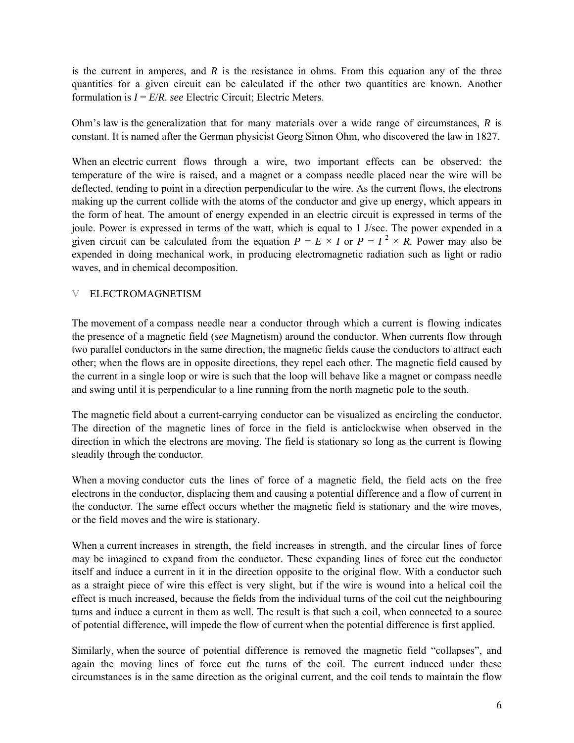is the current in amperes, and $R$ is the resistance in ohms. From this equation any of the three quantities for a given circuit can be calculated if the other two quantities are known. Another formulation is $I = E/R$. *see* Electric Circuit; Electric Meters.

Ohm's law is the generalization that for many materials over a wide range of circumstances, $R$ is constant. It is named after the German physicist Georg Simon Ohm, who discovered the law in 1827.

When an electric current flows through a wire, two important effects can be observed: the temperature of the wire is raised, and a magnet or a compass needle placed near the wire will be deflected, tending to point in a direction perpendicular to the wire. As the current flows, the electrons making up the current collide with the atoms of the conductor and give up energy, which appears in the form of heat. The amount of energy expended in an electric circuit is expressed in terms of the joule. Power is expressed in terms of the watt, which is equal to 1 J/sec. The power expended in a given circuit can be calculated from the equation $P = E \times I$ or $P = I^2 \times R$. Power may also be expended in doing mechanical work, in producing electromagnetic radiation such as light or radio waves, and in chemical decomposition.

## V ELECTROMAGNETISM

The movement of a compass needle near a conductor through which a current is flowing indicates the presence of a magnetic field (*see* Magnetism) around the conductor. When currents flow through two parallel conductors in the same direction, the magnetic fields cause the conductors to attract each other; when the flows are in opposite directions, they repel each other. The magnetic field caused by the current in a single loop or wire is such that the loop will behave like a magnet or compass needle and swing until it is perpendicular to a line running from the north magnetic pole to the south.

The magnetic field about a current-carrying conductor can be visualized as encircling the conductor. The direction of the magnetic lines of force in the field is anticlockwise when observed in the direction in which the electrons are moving. The field is stationary so long as the current is flowing steadily through the conductor.

When a moving conductor cuts the lines of force of a magnetic field, the field acts on the free electrons in the conductor, displacing them and causing a potential difference and a flow of current in the conductor. The same effect occurs whether the magnetic field is stationary and the wire moves, or the field moves and the wire is stationary.

When a current increases in strength, the field increases in strength, and the circular lines of force may be imagined to expand from the conductor. These expanding lines of force cut the conductor itself and induce a current in it in the direction opposite to the original flow. With a conductor such as a straight piece of wire this effect is very slight, but if the wire is wound into a helical coil the effect is much increased, because the fields from the individual turns of the coil cut the neighbouring turns and induce a current in them as well. The result is that such a coil, when connected to a source of potential difference, will impede the flow of current when the potential difference is first applied.

Similarly, when the source of potential difference is removed the magnetic field "collapses", and again the moving lines of force cut the turns of the coil. The current induced under these circumstances is in the same direction as the original current, and the coil tends to maintain the flow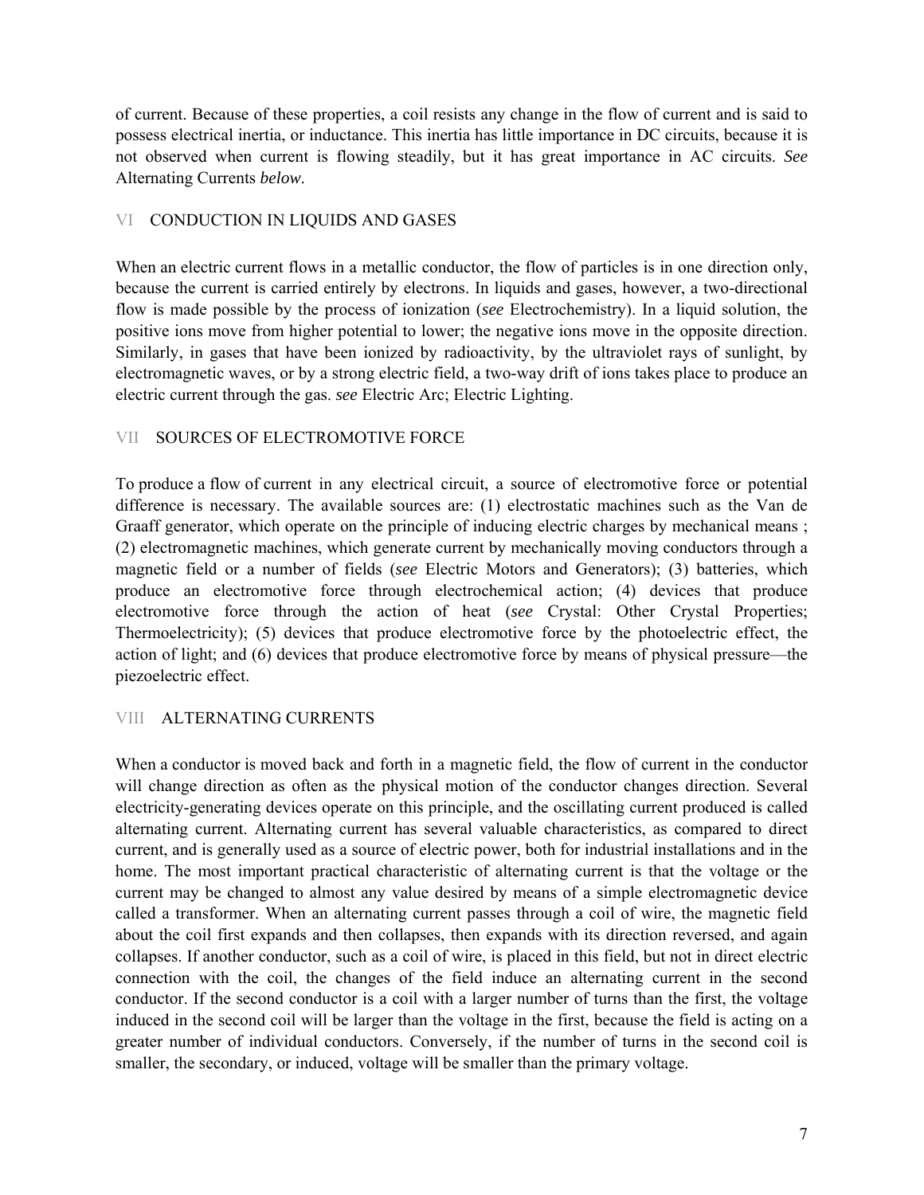of current. Because of these properties, a coil resists any change in the flow of current and is said to possess electrical inertia, or inductance. This inertia has little importance in DC circuits, because it is not observed when current is flowing steadily, but it has great importance in AC circuits. *See* Alternating Currents *below*.

## VI CONDUCTION IN LIQUIDS AND GASES

When an electric current flows in a metallic conductor, the flow of particles is in one direction only, because the current is carried entirely by electrons. In liquids and gases, however, a two-directional flow is made possible by the process of ionization (*see* Electrochemistry). In a liquid solution, the positive ions move from higher potential to lower; the negative ions move in the opposite direction. Similarly, in gases that have been ionized by radioactivity, by the ultraviolet rays of sunlight, by electromagnetic waves, or by a strong electric field, a two-way drift of ions takes place to produce an electric current through the gas. *see* Electric Arc; Electric Lighting.

## VII SOURCES OF ELECTROMOTIVE FORCE

To produce a flow of current in any electrical circuit, a source of electromotive force or potential difference is necessary. The available sources are: (1) electrostatic machines such as the Van de Graaff generator, which operate on the principle of inducing electric charges by mechanical means ; (2) electromagnetic machines, which generate current by mechanically moving conductors through a magnetic field or a number of fields (*see* Electric Motors and Generators); (3) batteries, which produce an electromotive force through electrochemical action; (4) devices that produce electromotive force through the action of heat (*see* Crystal: Other Crystal Properties; Thermoelectricity); (5) devices that produce electromotive force by the photoelectric effect, the action of light; and (6) devices that produce electromotive force by means of physical pressure—the piezoelectric effect.

## VIII ALTERNATING CURRENTS

When a conductor is moved back and forth in a magnetic field, the flow of current in the conductor will change direction as often as the physical motion of the conductor changes direction. Several electricity-generating devices operate on this principle, and the oscillating current produced is called alternating current. Alternating current has several valuable characteristics, as compared to direct current, and is generally used as a source of electric power, both for industrial installations and in the home. The most important practical characteristic of alternating current is that the voltage or the current may be changed to almost any value desired by means of a simple electromagnetic device called a transformer. When an alternating current passes through a coil of wire, the magnetic field about the coil first expands and then collapses, then expands with its direction reversed, and again collapses. If another conductor, such as a coil of wire, is placed in this field, but not in direct electric connection with the coil, the changes of the field induce an alternating current in the second conductor. If the second conductor is a coil with a larger number of turns than the first, the voltage induced in the second coil will be larger than the voltage in the first, because the field is acting on a greater number of individual conductors. Conversely, if the number of turns in the second coil is smaller, the secondary, or induced, voltage will be smaller than the primary voltage.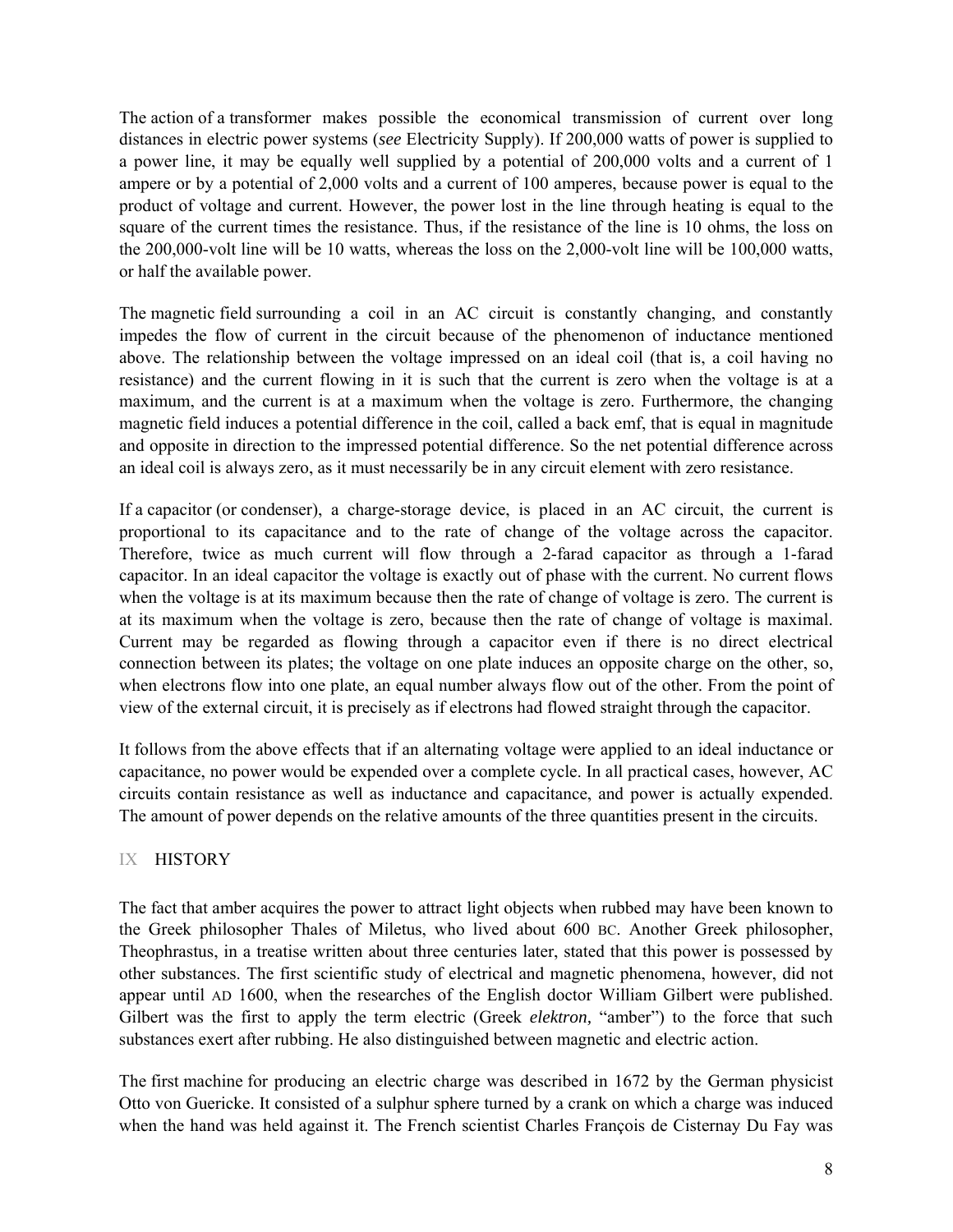The action of a transformer makes possible the economical transmission of current over long distances in electric power systems (*see* Electricity Supply). If 200,000 watts of power is supplied to a power line, it may be equally well supplied by a potential of 200,000 volts and a current of 1 ampere or by a potential of 2,000 volts and a current of 100 amperes, because power is equal to the product of voltage and current. However, the power lost in the line through heating is equal to the square of the current times the resistance. Thus, if the resistance of the line is 10 ohms, the loss on the 200,000-volt line will be 10 watts, whereas the loss on the 2,000-volt line will be 100,000 watts, or half the available power.

The magnetic field surrounding a coil in an AC circuit is constantly changing, and constantly impedes the flow of current in the circuit because of the phenomenon of inductance mentioned above. The relationship between the voltage impressed on an ideal coil (that is, a coil having no resistance) and the current flowing in it is such that the current is zero when the voltage is at a maximum, and the current is at a maximum when the voltage is zero. Furthermore, the changing magnetic field induces a potential difference in the coil, called a back emf, that is equal in magnitude and opposite in direction to the impressed potential difference. So the net potential difference across an ideal coil is always zero, as it must necessarily be in any circuit element with zero resistance.

If a capacitor (or condenser), a charge-storage device, is placed in an AC circuit, the current is proportional to its capacitance and to the rate of change of the voltage across the capacitor. Therefore, twice as much current will flow through a 2-farad capacitor as through a 1-farad capacitor. In an ideal capacitor the voltage is exactly out of phase with the current. No current flows when the voltage is at its maximum because then the rate of change of voltage is zero. The current is at its maximum when the voltage is zero, because then the rate of change of voltage is maximal. Current may be regarded as flowing through a capacitor even if there is no direct electrical connection between its plates; the voltage on one plate induces an opposite charge on the other, so, when electrons flow into one plate, an equal number always flow out of the other. From the point of view of the external circuit, it is precisely as if electrons had flowed straight through the capacitor.

It follows from the above effects that if an alternating voltage were applied to an ideal inductance or capacitance, no power would be expended over a complete cycle. In all practical cases, however, AC circuits contain resistance as well as inductance and capacitance, and power is actually expended. The amount of power depends on the relative amounts of the three quantities present in the circuits.

## IX HISTORY

The fact that amber acquires the power to attract light objects when rubbed may have been known to the Greek philosopher Thales of Miletus, who lived about 600 BC. Another Greek philosopher, Theophrastus, in a treatise written about three centuries later, stated that this power is possessed by other substances. The first scientific study of electrical and magnetic phenomena, however, did not appear until AD 1600, when the researches of the English doctor William Gilbert were published. Gilbert was the first to apply the term electric (Greek *elektron,* "amber") to the force that such substances exert after rubbing. He also distinguished between magnetic and electric action.

The first machine for producing an electric charge was described in 1672 by the German physicist Otto von Guericke. It consisted of a sulphur sphere turned by a crank on which a charge was induced when the hand was held against it. The French scientist Charles François de Cisternay Du Fay was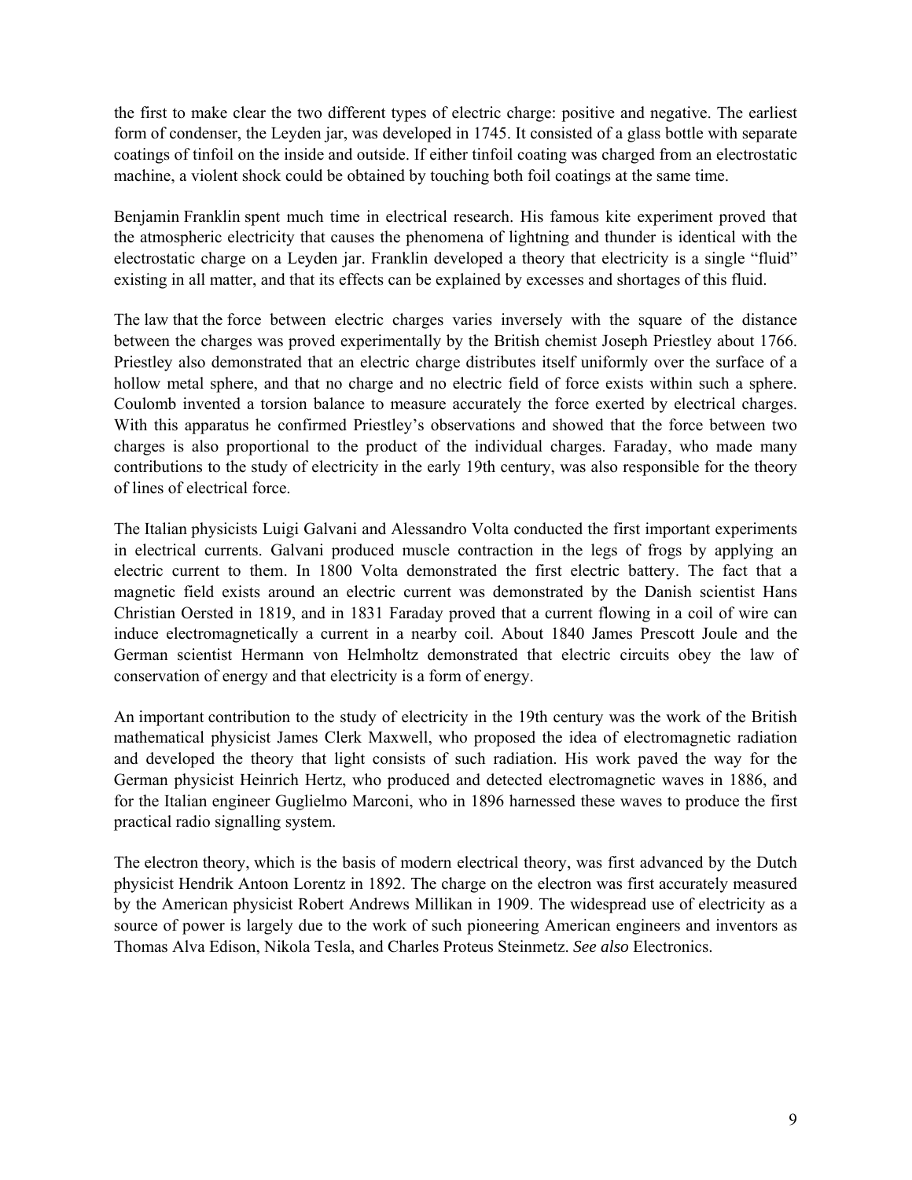the first to make clear the two different types of electric charge: positive and negative. The earliest form of condenser, the Leyden jar, was developed in 1745. It consisted of a glass bottle with separate coatings of tinfoil on the inside and outside. If either tinfoil coating was charged from an electrostatic machine, a violent shock could be obtained by touching both foil coatings at the same time.

Benjamin Franklin spent much time in electrical research. His famous kite experiment proved that the atmospheric electricity that causes the phenomena of lightning and thunder is identical with the electrostatic charge on a Leyden jar. Franklin developed a theory that electricity is a single "fluid" existing in all matter, and that its effects can be explained by excesses and shortages of this fluid.

The law that the force between electric charges varies inversely with the square of the distance between the charges was proved experimentally by the British chemist Joseph Priestley about 1766. Priestley also demonstrated that an electric charge distributes itself uniformly over the surface of a hollow metal sphere, and that no charge and no electric field of force exists within such a sphere. Coulomb invented a torsion balance to measure accurately the force exerted by electrical charges. With this apparatus he confirmed Priestley's observations and showed that the force between two charges is also proportional to the product of the individual charges. Faraday, who made many contributions to the study of electricity in the early 19th century, was also responsible for the theory of lines of electrical force.

The Italian physicists Luigi Galvani and Alessandro Volta conducted the first important experiments in electrical currents. Galvani produced muscle contraction in the legs of frogs by applying an electric current to them. In 1800 Volta demonstrated the first electric battery. The fact that a magnetic field exists around an electric current was demonstrated by the Danish scientist Hans Christian Oersted in 1819, and in 1831 Faraday proved that a current flowing in a coil of wire can induce electromagnetically a current in a nearby coil. About 1840 James Prescott Joule and the German scientist Hermann von Helmholtz demonstrated that electric circuits obey the law of conservation of energy and that electricity is a form of energy.

An important contribution to the study of electricity in the 19th century was the work of the British mathematical physicist James Clerk Maxwell, who proposed the idea of electromagnetic radiation and developed the theory that light consists of such radiation. His work paved the way for the German physicist Heinrich Hertz, who produced and detected electromagnetic waves in 1886, and for the Italian engineer Guglielmo Marconi, who in 1896 harnessed these waves to produce the first practical radio signalling system.

The electron theory, which is the basis of modern electrical theory, was first advanced by the Dutch physicist Hendrik Antoon Lorentz in 1892. The charge on the electron was first accurately measured by the American physicist Robert Andrews Millikan in 1909. The widespread use of electricity as a source of power is largely due to the work of such pioneering American engineers and inventors as Thomas Alva Edison, Nikola Tesla, and Charles Proteus Steinmetz. *See also* Electronics.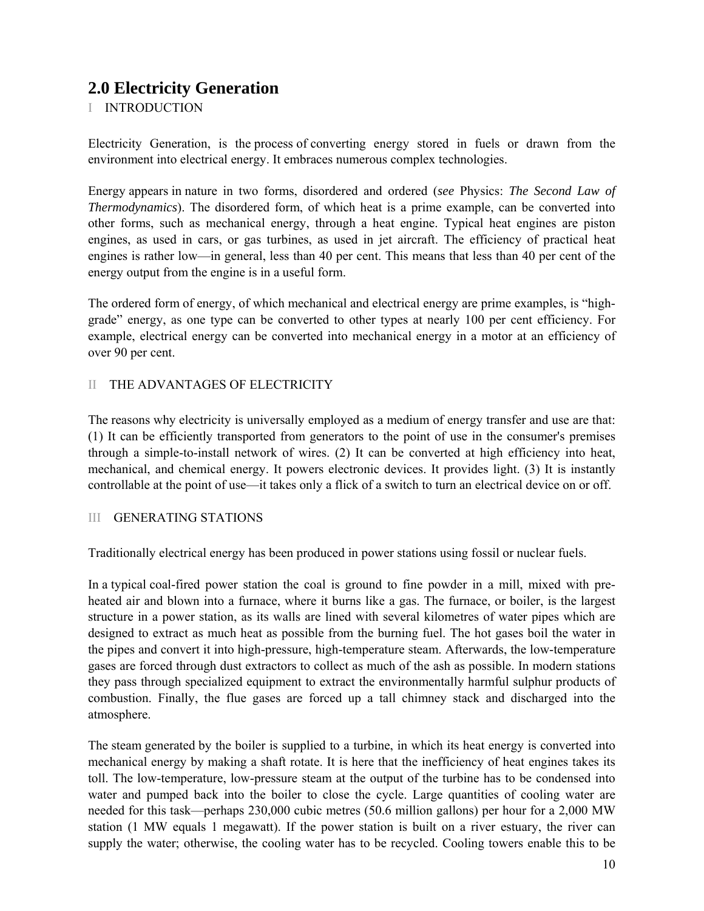## 2.0 Electricity Generation

I INTRODUCTION

Electricity Generation, is the process of converting energy stored in fuels or drawn from the environment into electrical energy. It embraces numerous complex technologies.

Energy appears in nature in two forms, disordered and ordered (*see* Physics: *The Second Law of Thermodynamics*). The disordered form, of which heat is a prime example, can be converted into other forms, such as mechanical energy, through a heat engine. Typical heat engines are piston engines, as used in cars, or gas turbines, as used in jet aircraft. The efficiency of practical heat engines is rather low—in general, less than 40 per cent. This means that less than 40 per cent of the energy output from the engine is in a useful form.

The ordered form of energy, of which mechanical and electrical energy are prime examples, is "high-grade" energy, as one type can be converted to other types at nearly 100 per cent efficiency. For example, electrical energy can be converted into mechanical energy in a motor at an efficiency of over 90 per cent.

II THE ADVANTAGES OF ELECTRICITY

The reasons why electricity is universally employed as a medium of energy transfer and use are that: (1) It can be efficiently transported from generators to the point of use in the consumer's premises through a simple-to-install network of wires. (2) It can be converted at high efficiency into heat, mechanical, and chemical energy. It powers electronic devices. It provides light. (3) It is instantly controllable at the point of use—it takes only a flick of a switch to turn an electrical device on or off.

III GENERATING STATIONS

Traditionally electrical energy has been produced in power stations using fossil or nuclear fuels.

In a typical coal-fired power station the coal is ground to fine powder in a mill, mixed with pre-heated air and blown into a furnace, where it burns like a gas. The furnace, or boiler, is the largest structure in a power station, as its walls are lined with several kilometres of water pipes which are designed to extract as much heat as possible from the burning fuel. The hot gases boil the water in the pipes and convert it into high-pressure, high-temperature steam. Afterwards, the low-temperature gases are forced through dust extractors to collect as much of the ash as possible. In modern stations they pass through specialized equipment to extract the environmentally harmful sulphur products of combustion. Finally, the flue gases are forced up a tall chimney stack and discharged into the atmosphere.

The steam generated by the boiler is supplied to a turbine, in which its heat energy is converted into mechanical energy by making a shaft rotate. It is here that the inefficiency of heat engines takes its toll. The low-temperature, low-pressure steam at the output of the turbine has to be condensed into water and pumped back into the boiler to close the cycle. Large quantities of cooling water are needed for this task—perhaps 230,000 cubic metres (50.6 million gallons) per hour for a 2,000 MW station (1 MW equals 1 megawatt). If the power station is built on a river estuary, the river can supply the water; otherwise, the cooling water has to be recycled. Cooling towers enable this to be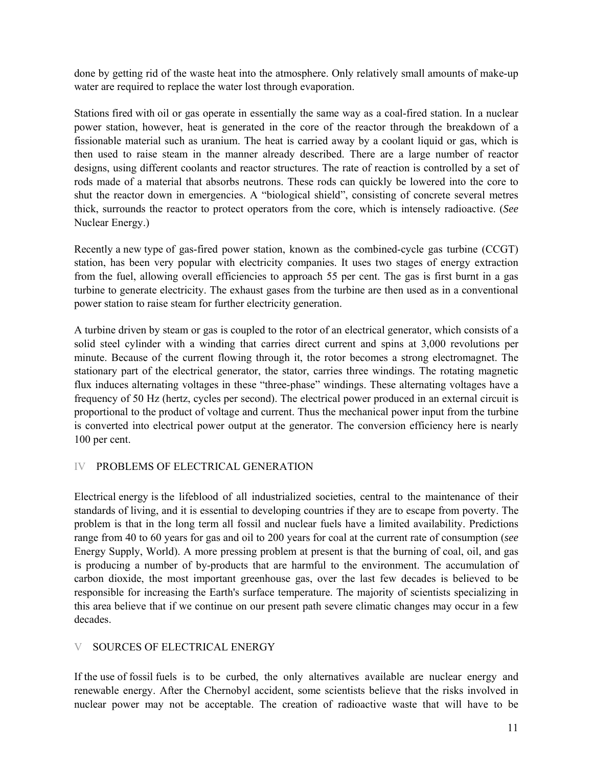done by getting rid of the waste heat into the atmosphere. Only relatively small amounts of make-up water are required to replace the water lost through evaporation.

Stations fired with oil or gas operate in essentially the same way as a coal-fired station. In a nuclear power station, however, heat is generated in the core of the reactor through the breakdown of a fissionable material such as uranium. The heat is carried away by a coolant liquid or gas, which is then used to raise steam in the manner already described. There are a large number of reactor designs, using different coolants and reactor structures. The rate of reaction is controlled by a set of rods made of a material that absorbs neutrons. These rods can quickly be lowered into the core to shut the reactor down in emergencies. A "biological shield", consisting of concrete several metres thick, surrounds the reactor to protect operators from the core, which is intensely radioactive. (*See* Nuclear Energy.)

Recently a new type of gas-fired power station, known as the combined-cycle gas turbine (CCGT) station, has been very popular with electricity companies. It uses two stages of energy extraction from the fuel, allowing overall efficiencies to approach 55 per cent. The gas is first burnt in a gas turbine to generate electricity. The exhaust gases from the turbine are then used as in a conventional power station to raise steam for further electricity generation.

A turbine driven by steam or gas is coupled to the rotor of an electrical generator, which consists of a solid steel cylinder with a winding that carries direct current and spins at 3,000 revolutions per minute. Because of the current flowing through it, the rotor becomes a strong electromagnet. The stationary part of the electrical generator, the stator, carries three windings. The rotating magnetic flux induces alternating voltages in these "three-phase" windings. These alternating voltages have a frequency of 50 Hz (hertz, cycles per second). The electrical power produced in an external circuit is proportional to the product of voltage and current. Thus the mechanical power input from the turbine is converted into electrical power output at the generator. The conversion efficiency here is nearly 100 per cent.

## IV PROBLEMS OF ELECTRICAL GENERATION

Electrical energy is the lifeblood of all industrialized societies, central to the maintenance of their standards of living, and it is essential to developing countries if they are to escape from poverty. The problem is that in the long term all fossil and nuclear fuels have a limited availability. Predictions range from 40 to 60 years for gas and oil to 200 years for coal at the current rate of consumption (*see* Energy Supply, World). A more pressing problem at present is that the burning of coal, oil, and gas is producing a number of by-products that are harmful to the environment. The accumulation of carbon dioxide, the most important greenhouse gas, over the last few decades is believed to be responsible for increasing the Earth's surface temperature. The majority of scientists specializing in this area believe that if we continue on our present path severe climatic changes may occur in a few decades.

## V SOURCES OF ELECTRICAL ENERGY

If the use of fossil fuels is to be curbed, the only alternatives available are nuclear energy and renewable energy. After the Chernobyl accident, some scientists believe that the risks involved in nuclear power may not be acceptable. The creation of radioactive waste that will have to be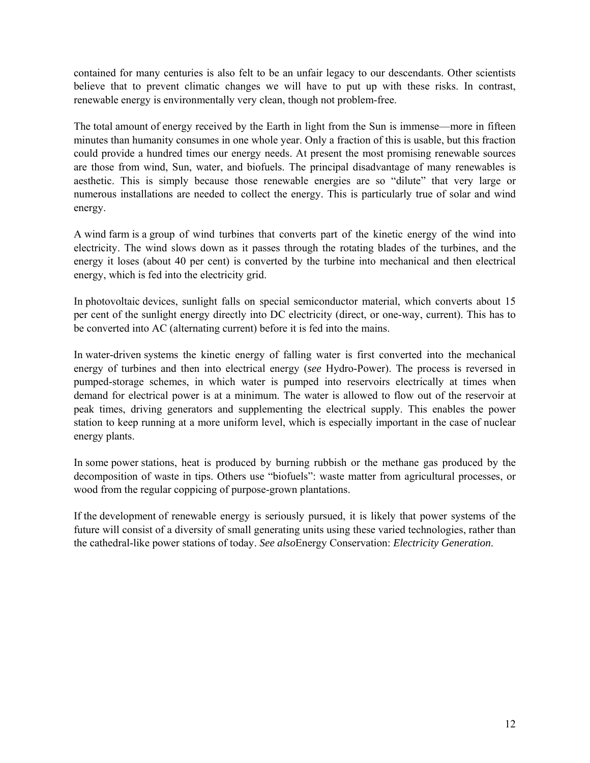contained for many centuries is also felt to be an unfair legacy to our descendants. Other scientists believe that to prevent climatic changes we will have to put up with these risks. In contrast, renewable energy is environmentally very clean, though not problem-free.

The total amount of energy received by the Earth in light from the Sun is immense—more in fifteen minutes than humanity consumes in one whole year. Only a fraction of this is usable, but this fraction could provide a hundred times our energy needs. At present the most promising renewable sources are those from wind, Sun, water, and biofuels. The principal disadvantage of many renewables is aesthetic. This is simply because those renewable energies are so "dilute" that very large or numerous installations are needed to collect the energy. This is particularly true of solar and wind energy.

A wind farm is a group of wind turbines that converts part of the kinetic energy of the wind into electricity. The wind slows down as it passes through the rotating blades of the turbines, and the energy it loses (about 40 per cent) is converted by the turbine into mechanical and then electrical energy, which is fed into the electricity grid.

In photovoltaic devices, sunlight falls on special semiconductor material, which converts about 15 per cent of the sunlight energy directly into DC electricity (direct, or one-way, current). This has to be converted into AC (alternating current) before it is fed into the mains.

In water-driven systems the kinetic energy of falling water is first converted into the mechanical energy of turbines and then into electrical energy (*see* Hydro-Power). The process is reversed in pumped-storage schemes, in which water is pumped into reservoirs electrically at times when demand for electrical power is at a minimum. The water is allowed to flow out of the reservoir at peak times, driving generators and supplementing the electrical supply. This enables the power station to keep running at a more uniform level, which is especially important in the case of nuclear energy plants.

In some power stations, heat is produced by burning rubbish or the methane gas produced by the decomposition of waste in tips. Others use "biofuels": waste matter from agricultural processes, or wood from the regular coppicing of purpose-grown plantations.

If the development of renewable energy is seriously pursued, it is likely that power systems of the future will consist of a diversity of small generating units using these varied technologies, rather than the cathedral-like power stations of today. *See also*Energy Conservation: *Electricity Generation*.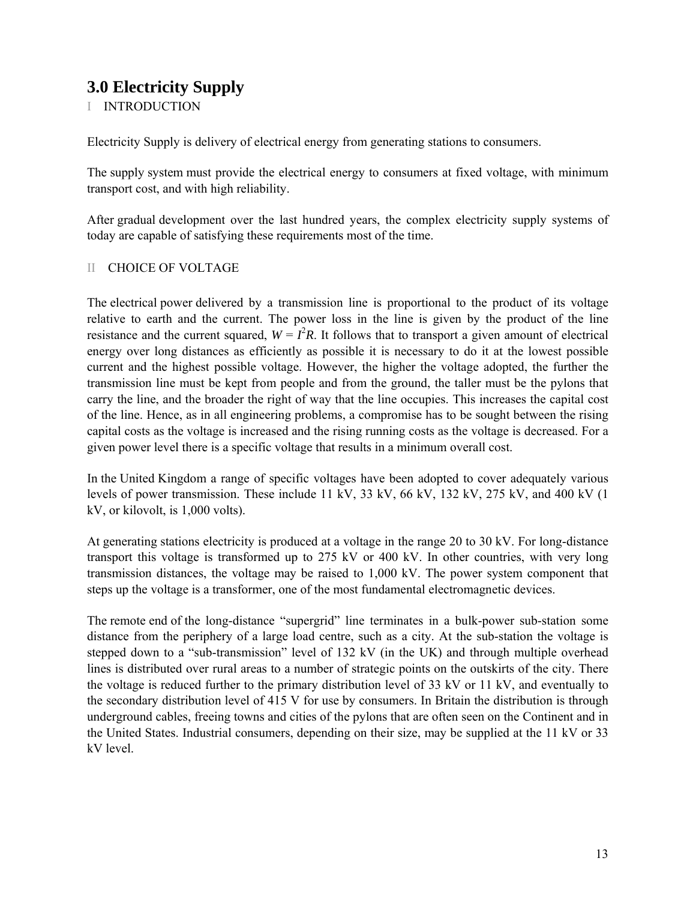# 3.0 Electricity Supply

I INTRODUCTION

Electricity Supply is delivery of electrical energy from generating stations to consumers.

The supply system must provide the electrical energy to consumers at fixed voltage, with minimum transport cost, and with high reliability.

After gradual development over the last hundred years, the complex electricity supply systems of today are capable of satisfying these requirements most of the time.

II CHOICE OF VOLTAGE

The electrical power delivered by a transmission line is proportional to the product of its voltage relative to earth and the current. The power loss in the line is given by the product of the line resistance and the current squared, $W = I^2R$. It follows that to transport a given amount of electrical energy over long distances as efficiently as possible it is necessary to do it at the lowest possible current and the highest possible voltage. However, the higher the voltage adopted, the further the transmission line must be kept from people and from the ground, the taller must be the pylons that carry the line, and the broader the right of way that the line occupies. This increases the capital cost of the line. Hence, as in all engineering problems, a compromise has to be sought between the rising capital costs as the voltage is increased and the rising running costs as the voltage is decreased. For a given power level there is a specific voltage that results in a minimum overall cost.

In the United Kingdom a range of specific voltages have been adopted to cover adequately various levels of power transmission. These include 11 kV, 33 kV, 66 kV, 132 kV, 275 kV, and 400 kV (1 kV, or kilovolt, is 1,000 volts).

At generating stations electricity is produced at a voltage in the range 20 to 30 kV. For long-distance transport this voltage is transformed up to 275 kV or 400 kV. In other countries, with very long transmission distances, the voltage may be raised to 1,000 kV. The power system component that steps up the voltage is a transformer, one of the most fundamental electromagnetic devices.

The remote end of the long-distance "supergrid" line terminates in a bulk-power sub-station some distance from the periphery of a large load centre, such as a city. At the sub-station the voltage is stepped down to a "sub-transmission" level of 132 kV (in the UK) and through multiple overhead lines is distributed over rural areas to a number of strategic points on the outskirts of the city. There the voltage is reduced further to the primary distribution level of 33 kV or 11 kV, and eventually to the secondary distribution level of 415 V for use by consumers. In Britain the distribution is through underground cables, freeing towns and cities of the pylons that are often seen on the Continent and in the United States. Industrial consumers, depending on their size, may be supplied at the 11 kV or 33 kV level.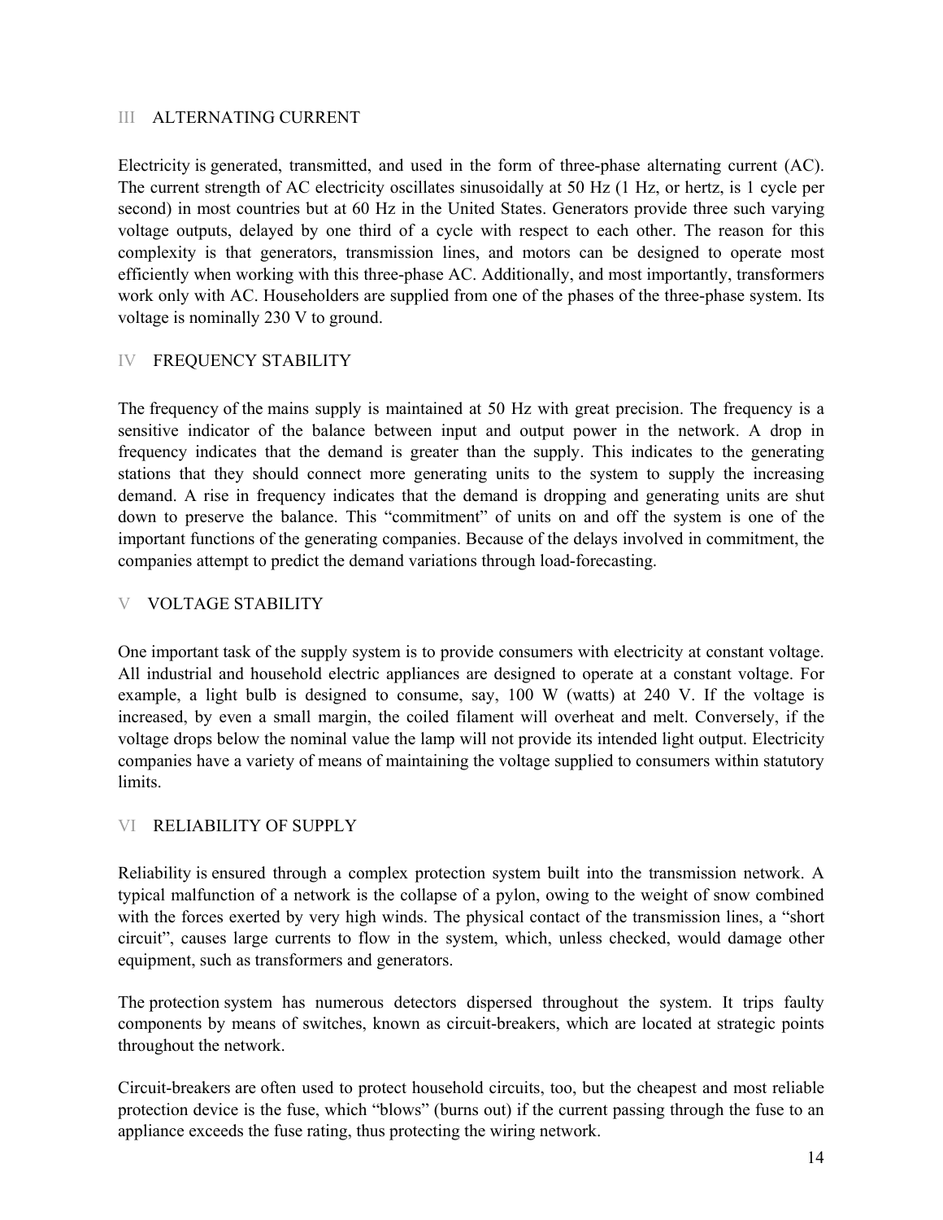## III ALTERNATING CURRENT

Electricity is generated, transmitted, and used in the form of three-phase alternating current (AC). The current strength of AC electricity oscillates sinusoidally at 50 Hz (1 Hz, or hertz, is 1 cycle per second) in most countries but at 60 Hz in the United States. Generators provide three such varying voltage outputs, delayed by one third of a cycle with respect to each other. The reason for this complexity is that generators, transmission lines, and motors can be designed to operate most efficiently when working with this three-phase AC. Additionally, and most importantly, transformers work only with AC. Householders are supplied from one of the phases of the three-phase system. Its voltage is nominally 230 V to ground.

## IV FREQUENCY STABILITY

The frequency of the mains supply is maintained at 50 Hz with great precision. The frequency is a sensitive indicator of the balance between input and output power in the network. A drop in frequency indicates that the demand is greater than the supply. This indicates to the generating stations that they should connect more generating units to the system to supply the increasing demand. A rise in frequency indicates that the demand is dropping and generating units are shut down to preserve the balance. This "commitment" of units on and off the system is one of the important functions of the generating companies. Because of the delays involved in commitment, the companies attempt to predict the demand variations through load-forecasting.

## V VOLTAGE STABILITY

One important task of the supply system is to provide consumers with electricity at constant voltage. All industrial and household electric appliances are designed to operate at a constant voltage. For example, a light bulb is designed to consume, say, 100 W (watts) at 240 V. If the voltage is increased, by even a small margin, the coiled filament will overheat and melt. Conversely, if the voltage drops below the nominal value the lamp will not provide its intended light output. Electricity companies have a variety of means of maintaining the voltage supplied to consumers within statutory limits.

## VI RELIABILITY OF SUPPLY

Reliability is ensured through a complex protection system built into the transmission network. A typical malfunction of a network is the collapse of a pylon, owing to the weight of snow combined with the forces exerted by very high winds. The physical contact of the transmission lines, a "short circuit", causes large currents to flow in the system, which, unless checked, would damage other equipment, such as transformers and generators.

The protection system has numerous detectors dispersed throughout the system. It trips faulty components by means of switches, known as circuit-breakers, which are located at strategic points throughout the network.

Circuit-breakers are often used to protect household circuits, too, but the cheapest and most reliable protection device is the fuse, which "blows" (burns out) if the current passing through the fuse to an appliance exceeds the fuse rating, thus protecting the wiring network.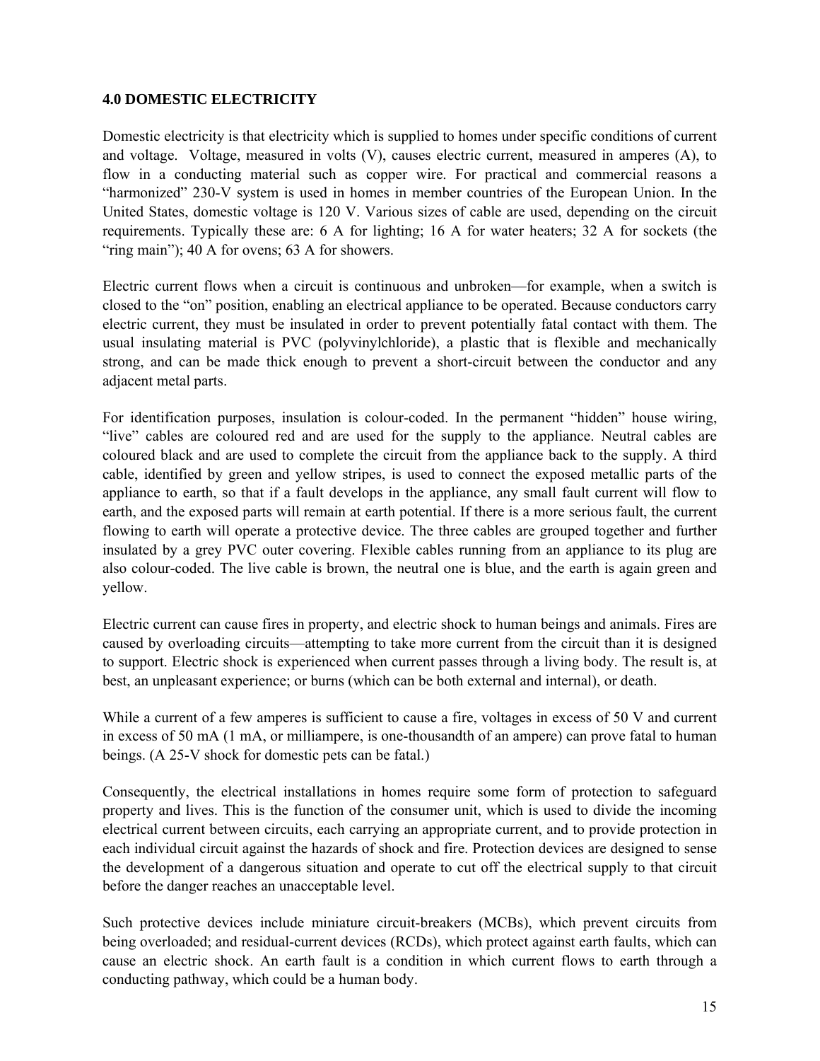## 4.0 DOMESTIC ELECTRICITY

Domestic electricity is that electricity which is supplied to homes under specific conditions of current and voltage. Voltage, measured in volts (V), causes electric current, measured in amperes (A), to flow in a conducting material such as copper wire. For practical and commercial reasons a "harmonized" 230-V system is used in homes in member countries of the European Union. In the United States, domestic voltage is 120 V. Various sizes of cable are used, depending on the circuit requirements. Typically these are: 6 A for lighting; 16 A for water heaters; 32 A for sockets (the "ring main"); 40 A for ovens; 63 A for showers.

Electric current flows when a circuit is continuous and unbroken—for example, when a switch is closed to the "on" position, enabling an electrical appliance to be operated. Because conductors carry electric current, they must be insulated in order to prevent potentially fatal contact with them. The usual insulating material is PVC (polyvinylchloride), a plastic that is flexible and mechanically strong, and can be made thick enough to prevent a short-circuit between the conductor and any adjacent metal parts.

For identification purposes, insulation is colour-coded. In the permanent "hidden" house wiring, "live" cables are coloured red and are used for the supply to the appliance. Neutral cables are coloured black and are used to complete the circuit from the appliance back to the supply. A third cable, identified by green and yellow stripes, is used to connect the exposed metallic parts of the appliance to earth, so that if a fault develops in the appliance, any small fault current will flow to earth, and the exposed parts will remain at earth potential. If there is a more serious fault, the current flowing to earth will operate a protective device. The three cables are grouped together and further insulated by a grey PVC outer covering. Flexible cables running from an appliance to its plug are also colour-coded. The live cable is brown, the neutral one is blue, and the earth is again green and yellow.

Electric current can cause fires in property, and electric shock to human beings and animals. Fires are caused by overloading circuits—attempting to take more current from the circuit than it is designed to support. Electric shock is experienced when current passes through a living body. The result is, at best, an unpleasant experience; or burns (which can be both external and internal), or death.

While a current of a few amperes is sufficient to cause a fire, voltages in excess of 50 V and current in excess of 50 mA (1 mA, or milliampere, is one-thousandth of an ampere) can prove fatal to human beings. (A 25-V shock for domestic pets can be fatal.)

Consequently, the electrical installations in homes require some form of protection to safeguard property and lives. This is the function of the consumer unit, which is used to divide the incoming electrical current between circuits, each carrying an appropriate current, and to provide protection in each individual circuit against the hazards of shock and fire. Protection devices are designed to sense the development of a dangerous situation and operate to cut off the electrical supply to that circuit before the danger reaches an unacceptable level.

Such protective devices include miniature circuit-breakers (MCBs), which prevent circuits from being overloaded; and residual-current devices (RCDs), which protect against earth faults, which can cause an electric shock. An earth fault is a condition in which current flows to earth through a conducting pathway, which could be a human body.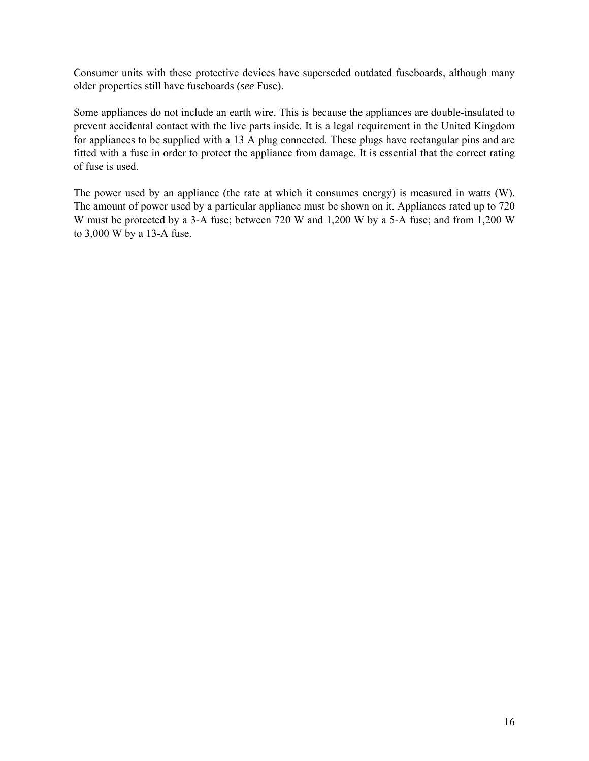Consumer units with these protective devices have superseded outdated fuseboards, although many older properties still have fuseboards (*see* Fuse).

Some appliances do not include an earth wire. This is because the appliances are double-insulated to prevent accidental contact with the live parts inside. It is a legal requirement in the United Kingdom for appliances to be supplied with a 13 A plug connected. These plugs have rectangular pins and are fitted with a fuse in order to protect the appliance from damage. It is essential that the correct rating of fuse is used.

The power used by an appliance (the rate at which it consumes energy) is measured in watts (W). The amount of power used by a particular appliance must be shown on it. Appliances rated up to 720 W must be protected by a 3-A fuse; between 720 W and 1,200 W by a 5-A fuse; and from 1,200 W to 3,000 W by a 13-A fuse.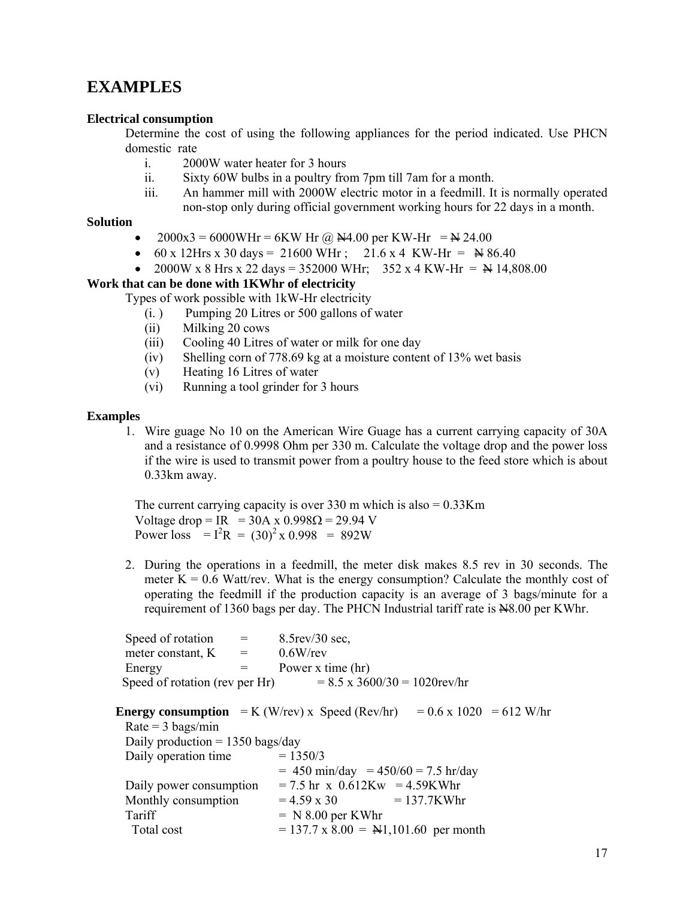# EXAMPLES

**Electrical consumption**

Determine the cost of using the following appliances for the period indicated. Use PHCN domestic rate

i. 2000W water heater for 3 hours
ii. Sixty 60W bulbs in a poultry from 7pm till 7am for a month.
iii. An hammer mill with 2000W electric motor in a feedmill. It is normally operated non-stop only during official government working hours for 22 days in a month.

**Solution**

- 2000x3 = 6000WHr = 6KW Hr @ ₦4.00 per KW-Hr = ₦ 24.00
- 60 x 12Hrs x 30 days = 21600 WHr ; 21.6 x 4 KW-Hr = ₦ 86.40
- 2000W x 8 Hrs x 22 days = 352000 WHr; 352 x 4 KW-Hr = ₦ 14,808.00

**Work that can be done with 1KWhr of electricity**

Types of work possible with 1kW-Hr electricity

(i. ) Pumping 20 Litres or 500 gallons of water
(ii) Milking 20 cows
(iii) Cooling 40 Litres of water or milk for one day
(iv) Shelling corn of 778.69 kg at a moisture content of 13% wet basis
(v) Heating 16 Litres of water
(vi) Running a tool grinder for 3 hours

**Examples**

1. Wire guage No 10 on the American Wire Guage has a current carrying capacity of 30A and a resistance of 0.9998 Ohm per 330 m. Calculate the voltage drop and the power loss if the wire is used to transmit power from a poultry house to the feed store which is about 0.33km away.

   The current carrying capacity is over 330 m which is also = 0.33Km
   Voltage drop = IR = 30A x 0.998Ω = 29.94 V
   Power loss = $I^2R$ = $(30)^2$ x 0.998 = 892W

2. During the operations in a feedmill, the meter disk makes 8.5 rev in 30 seconds. The meter K = 0.6 Watt/rev. What is the energy consumption? Calculate the monthly cost of operating the feedmill if the production capacity is an average of 3 bags/minute for a requirement of 1360 bags per day. The PHCN Industrial tariff rate is ₦8.00 per KWhr.

   Speed of rotation = 8.5rev/30 sec,
   meter constant, K = 0.6W/rev
   Energy = Power x time (hr)
   Speed of rotation (rev per Hr) = 8.5 x 3600/30 = 1020rev/hr

   **Energy consumption** = K (W/rev) x Speed (Rev/hr) = 0.6 x 1020 = 612 W/hr
   Rate = 3 bags/min
   Daily production = 1350 bags/day
   Daily operation time = 1350/3
   = 450 min/day = 450/60 = 7.5 hr/day
   Daily power consumption = 7.5 hr x 0.612Kw = 4.59KWhr
   Monthly consumption = 4.59 x 30 = 137.7KWhr
   Tariff = N 8.00 per KWhr
   Total cost = 137.7 x 8.00 = ₦1,101.60 per month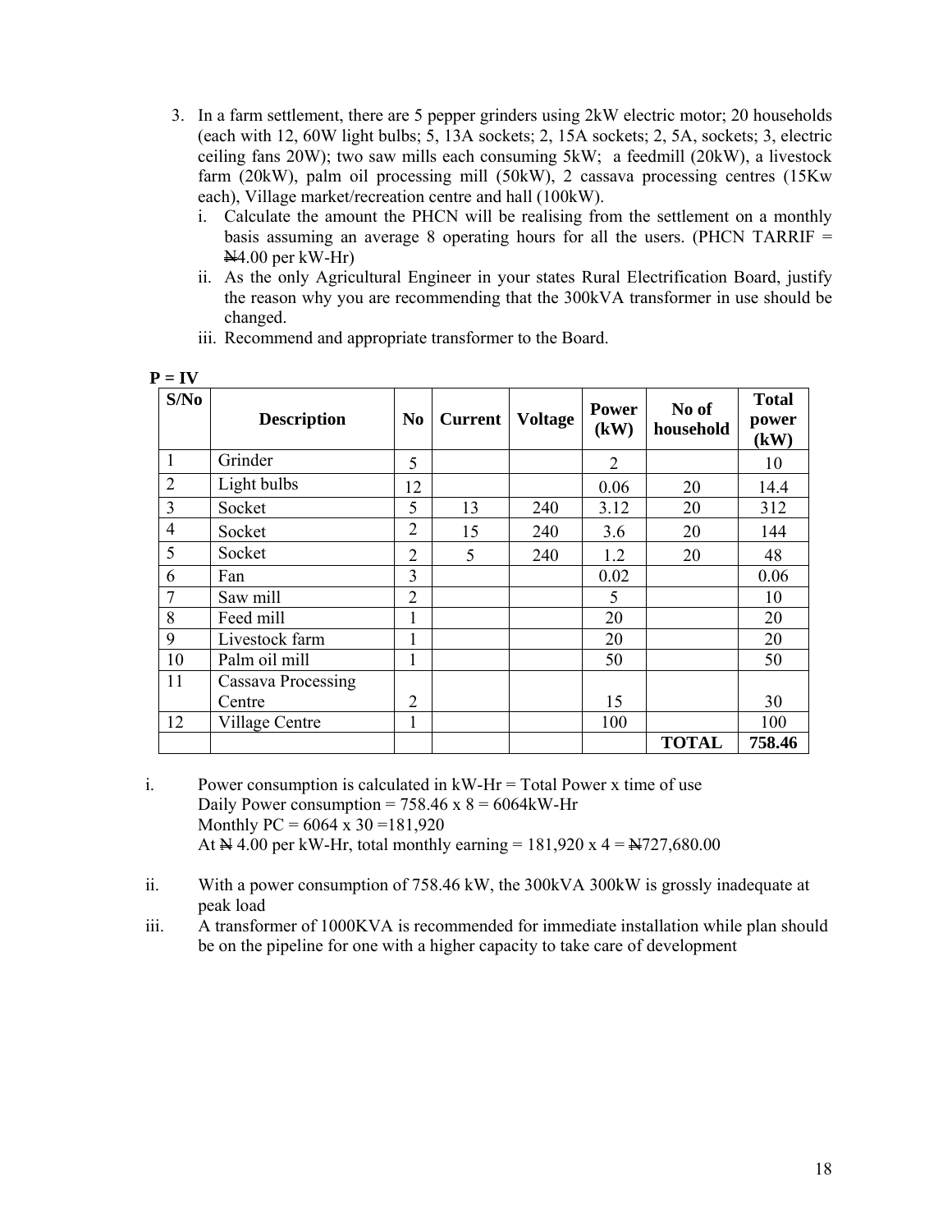3. In a farm settlement, there are 5 pepper grinders using 2kW electric motor; 20 households (each with 12, 60W light bulbs; 5, 13A sockets; 2, 15A sockets; 2, 5A, sockets; 3, electric ceiling fans 20W); two saw mills each consuming 5kW; a feedmill (20kW), a livestock farm (20kW), palm oil processing mill (50kW), 2 cassava processing centres (15Kw each), Village market/recreation centre and hall (100kW).
   i. Calculate the amount the PHCN will be realising from the settlement on a monthly basis assuming an average 8 operating hours for all the users. (PHCN TARRIF = ₦4.00 per kW-Hr)
   ii. As the only Agricultural Engineer in your states Rural Electrification Board, justify the reason why you are recommending that the 300kVA transformer in use should be changed.
   iii. Recommend and appropriate transformer to the Board.

**P = IV**

| S/No | Description | No | Current | Voltage | Power (kW) | No of household | Total power (kW) |
|---|---|---|---|---|---|---|---|
| 1 | Grinder | 5 | | | 2 | | 10 |
| 2 | Light bulbs | 12 | | | 0.06 | 20 | 14.4 |
| 3 | Socket | 5 | 13 | 240 | 3.12 | 20 | 312 |
| 4 | Socket | 2 | 15 | 240 | 3.6 | 20 | 144 |
| 5 | Socket | 2 | 5 | 240 | 1.2 | 20 | 48 |
| 6 | Fan | 3 | | | 0.02 | | 0.06 |
| 7 | Saw mill | 2 | | | 5 | | 10 |
| 8 | Feed mill | 1 | | | 20 | | 20 |
| 9 | Livestock farm | 1 | | | 20 | | 20 |
| 10 | Palm oil mill | 1 | | | 50 | | 50 |
| 11 | Cassava Processing Centre | 2 | | | 15 | | 30 |
| 12 | Village Centre | 1 | | | 100 | | 100 |
| | | | | | | **TOTAL** | **758.46** |

i. Power consumption is calculated in kW-Hr = Total Power x time of use
   Daily Power consumption = 758.46 x 8 = 6064kW-Hr
   Monthly PC = 6064 x 30 =181,920
   At ₦ 4.00 per kW-Hr, total monthly earning = 181,920 x 4 = ₦727,680.00

ii. With a power consumption of 758.46 kW, the 300kVA 300kW is grossly inadequate at peak load

iii. A transformer of 1000KVA is recommended for immediate installation while plan should be on the pipeline for one with a higher capacity to take care of development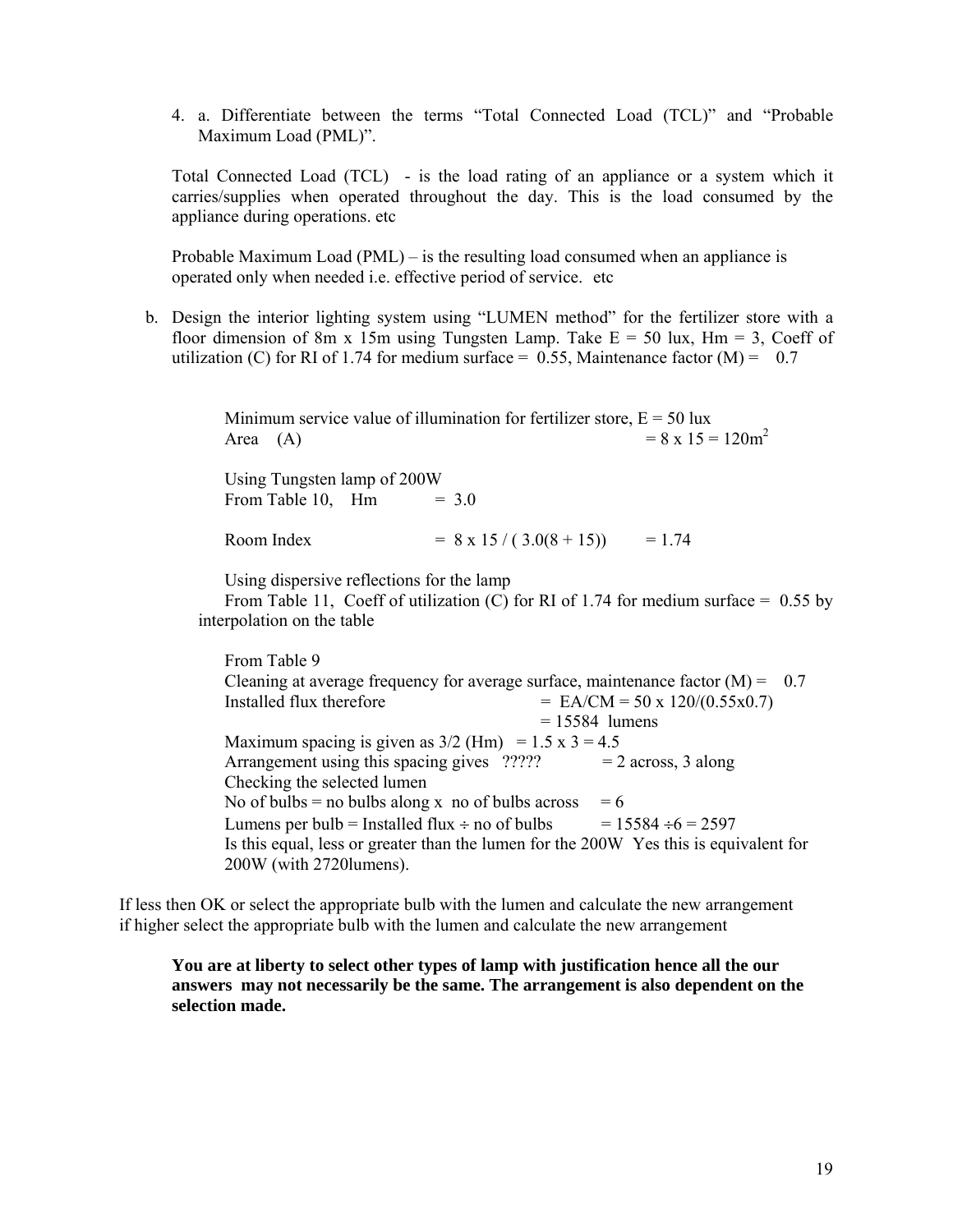4. a. Differentiate between the terms "Total Connected Load (TCL)" and "Probable Maximum Load (PML)".

Total Connected Load (TCL) - is the load rating of an appliance or a system which it carries/supplies when operated throughout the day. This is the load consumed by the appliance during operations. etc

Probable Maximum Load (PML) – is the resulting load consumed when an appliance is operated only when needed i.e. effective period of service. etc

b. Design the interior lighting system using "LUMEN method" for the fertilizer store with a floor dimension of 8m x 15m using Tungsten Lamp. Take E = 50 lux, Hm = 3, Coeff of utilization (C) for RI of 1.74 for medium surface = 0.55, Maintenance factor (M) = 0.7

Minimum service value of illumination for fertilizer store, E = 50 lux
Area (A) = 8 x 15 = 120m$^2$

Using Tungsten lamp of 200W
From Table 10, Hm = 3.0

Room Index = 8 x 15 / ( 3.0(8 + 15)) = 1.74

Using dispersive reflections for the lamp
From Table 11, Coeff of utilization (C) for RI of 1.74 for medium surface = 0.55 by interpolation on the table

From Table 9
Cleaning at average frequency for average surface, maintenance factor (M) = 0.7
Installed flux therefore = EA/CM = 50 x 120/(0.55x0.7)
= 15584 lumens
Maximum spacing is given as 3/2 (Hm) = 1.5 x 3 = 4.5
Arrangement using this spacing gives ????? = 2 across, 3 along
Checking the selected lumen
No of bulbs = no bulbs along x no of bulbs across = 6
Lumens per bulb = Installed flux ÷ no of bulbs = 15584 ÷6 = 2597
Is this equal, less or greater than the lumen for the 200W Yes this is equivalent for 200W (with 2720lumens).

If less then OK or select the appropriate bulb with the lumen and calculate the new arrangement if higher select the appropriate bulb with the lumen and calculate the new arrangement

**You are at liberty to select other types of lamp with justification hence all the our answers may not necessarily be the same. The arrangement is also dependent on the selection made.**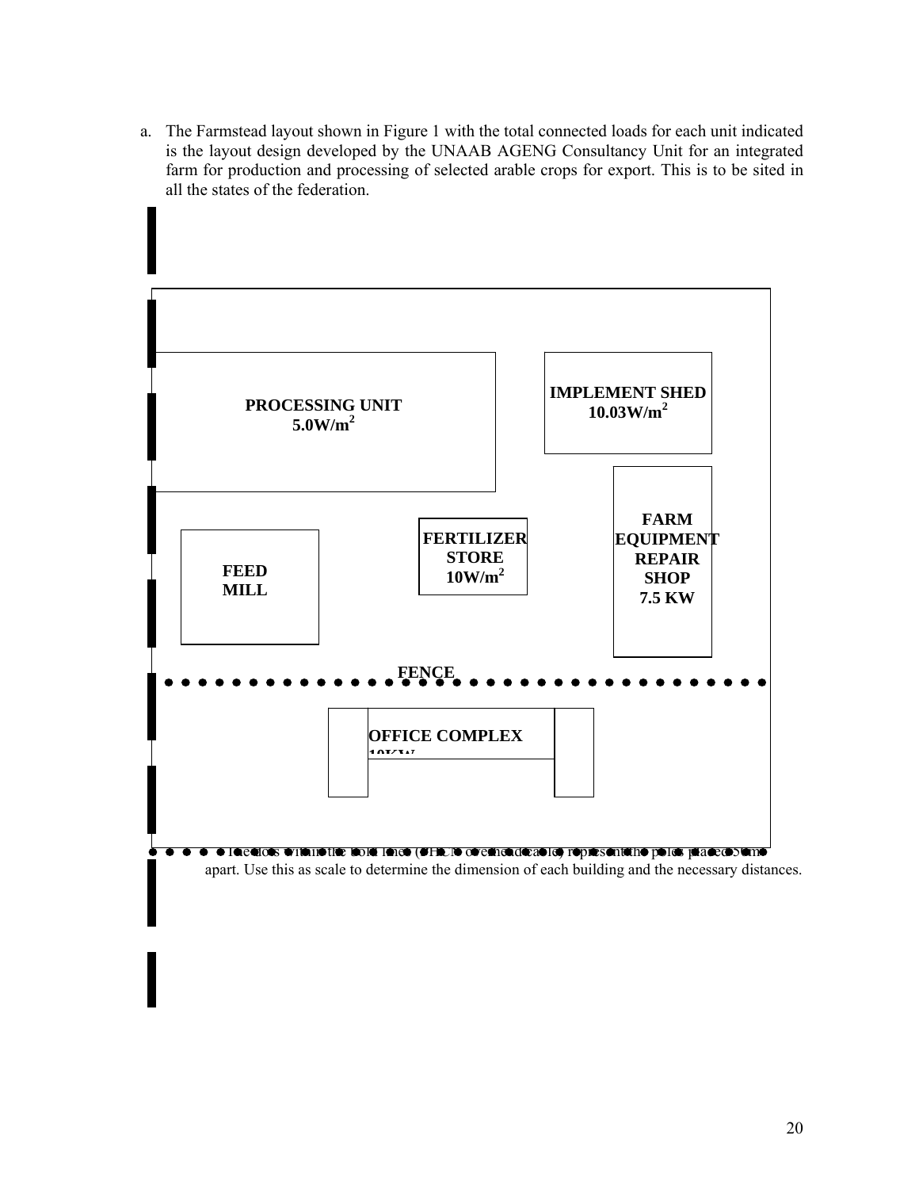a. The Farmstead layout shown in Figure 1 with the total connected loads for each unit indicated is the layout design developed by the UNAAB AGENG Consultancy Unit for an integrated farm for production and processing of selected arable crops for export. This is to be sited in all the states of the federation.

PROCESSING UNIT
$5.0 W/m^2$

IMPLEMENT SHED
$10.03 W/m^2$

FARM EQUIPMENT REPAIR SHOP
7.5 KW

FERTILIZER STORE
$10 W/m^2$

FEED MILL

FENCE

OFFICE COMPLEX
10KW

The dots within the bold lines (PHCN overhead cable) represent the poles placed 50 m apart. Use this as scale to determine the dimension of each building and the necessary distances.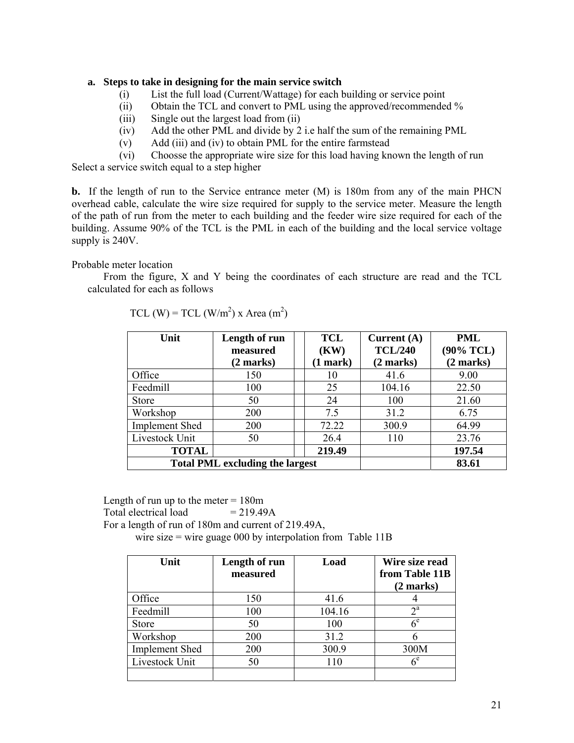**a. Steps to take in designing for the main service switch**

(i) List the full load (Current/Wattage) for each building or service point
(ii) Obtain the TCL and convert to PML using the approved/recommended %
(iii) Single out the largest load from (ii)
(iv) Add the other PML and divide by 2 i.e half the sum of the remaining PML
(v) Add (iii) and (iv) to obtain PML for the entire farmstead
(vi) Choosse the appropriate wire size for this load having known the length of run

Select a service switch equal to a step higher

**b.** If the length of run to the Service entrance meter (M) is 180m from any of the main PHCN overhead cable, calculate the wire size required for supply to the service meter. Measure the length of the path of run from the meter to each building and the feeder wire size required for each of the building. Assume 90% of the TCL is the PML in each of the building and the local service voltage supply is 240V.

Probable meter location

From the figure, X and Y being the coordinates of each structure are read and the TCL calculated for each as follows

TCL (W) = TCL (W/m$^2$) x Area (m$^2$)

| Unit | Length of run measured (2 marks) | | TCL (KW) (1 mark) | Current (A) TCL/240 (2 marks) | PML (90% TCL) (2 marks) |
|---|---|---|---|---|---|
| Office | 150 | | 10 | 41.6 | 9.00 |
| Feedmill | 100 | | 25 | 104.16 | 22.50 |
| Store | 50 | | 24 | 100 | 21.60 |
| Workshop | 200 | | 7.5 | 31.2 | 6.75 |
| Implement Shed | 200 | | 72.22 | 300.9 | 64.99 |
| Livestock Unit | 50 | | 26.4 | 110 | 23.76 |
| **TOTAL** | | | **219.49** | | **197.54** |
| **Total PML excluding the largest** | | | | | **83.61** |

Length of run up to the meter = 180m
Total electrical load = 219.49A
For a length of run of 180m and current of 219.49A,
wire size = wire guage 000 by interpolation from Table 11B

| Unit | Length of run measured | Load | Wire size read from Table 11B (2 marks) |
|---|---|---|---|
| Office | 150 | 41.6 | 4 |
| Feedmill | 100 | 104.16 | 2[a] |
| Store | 50 | 100 | 6[e] |
| Workshop | 200 | 31.2 | 6 |
| Implement Shed | 200 | 300.9 | 300M |
| Livestock Unit | 50 | 110 | 6[e] |
| | | | |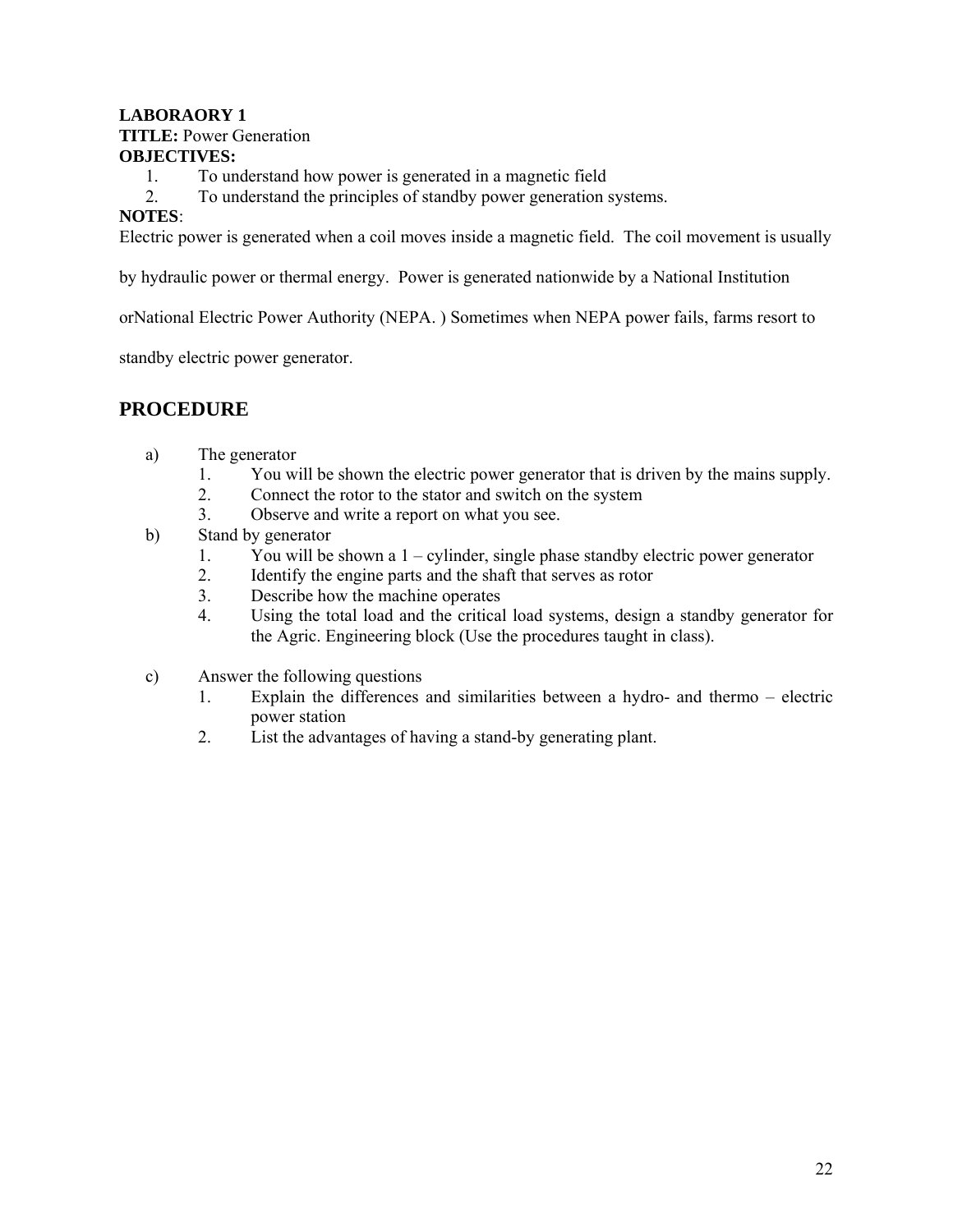**LABORAORY 1**
**TITLE:** Power Generation
**OBJECTIVES:**

1. To understand how power is generated in a magnetic field
2. To understand the principles of standby power generation systems.

**NOTES**:
Electric power is generated when a coil moves inside a magnetic field. The coil movement is usually by hydraulic power or thermal energy. Power is generated nationwide by a National Institution orNational Electric Power Authority (NEPA. ) Sometimes when NEPA power fails, farms resort to standby electric power generator.

## PROCEDURE

a) The generator
   1. You will be shown the electric power generator that is driven by the mains supply.
   2. Connect the rotor to the stator and switch on the system
   3. Observe and write a report on what you see.

b) Stand by generator
   1. You will be shown a 1 – cylinder, single phase standby electric power generator
   2. Identify the engine parts and the shaft that serves as rotor
   3. Describe how the machine operates
   4. Using the total load and the critical load systems, design a standby generator for the Agric. Engineering block (Use the procedures taught in class).

c) Answer the following questions
   1. Explain the differences and similarities between a hydro- and thermo – electric power station
   2. List the advantages of having a stand-by generating plant.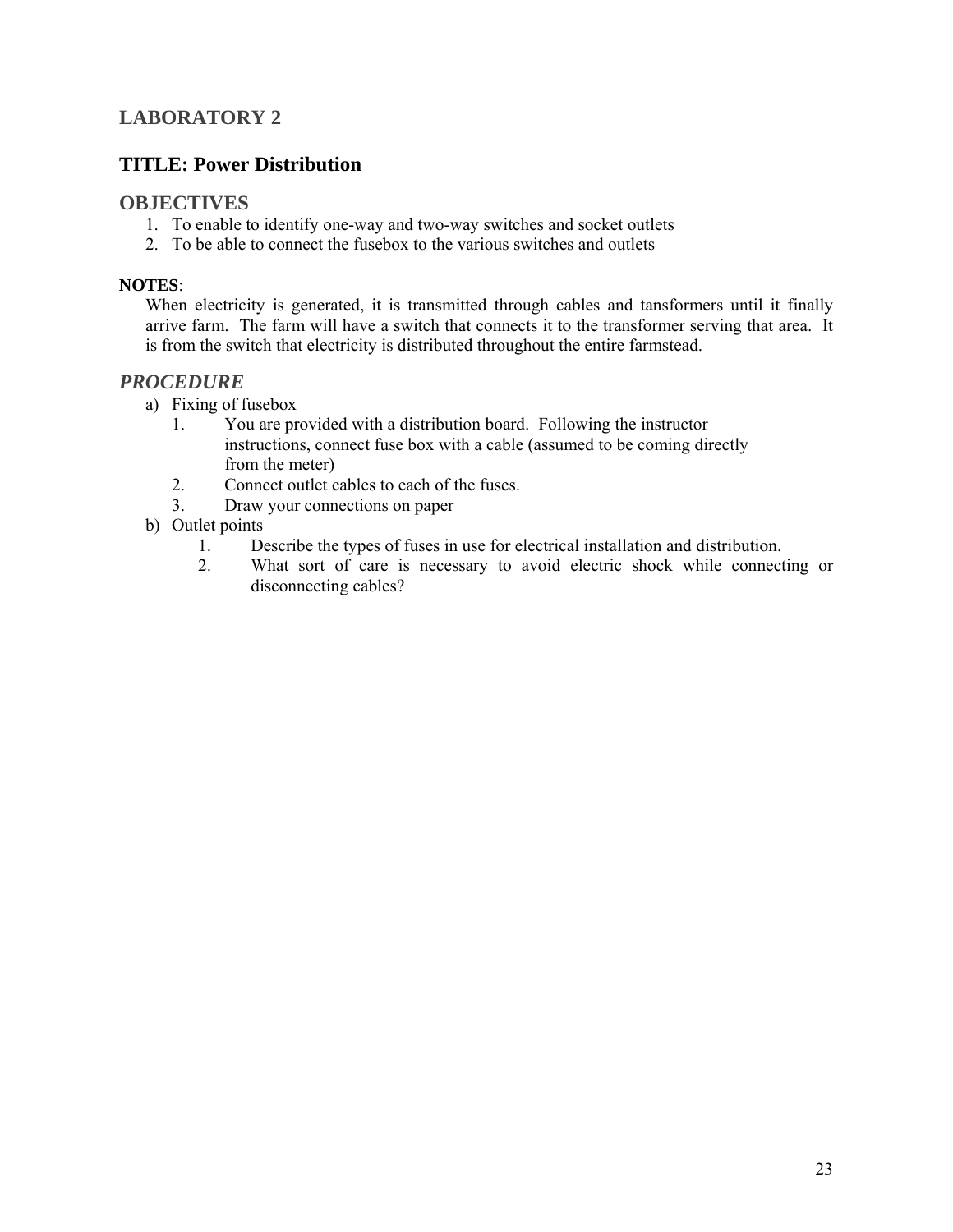## LABORATORY 2

## TITLE: Power Distribution

### OBJECTIVES

1. To enable to identify one-way and two-way switches and socket outlets
2. To be able to connect the fusebox to the various switches and outlets

**NOTES**:

When electricity is generated, it is transmitted through cables and tansformers until it finally arrive farm. The farm will have a switch that connects it to the transformer serving that area. It is from the switch that electricity is distributed throughout the entire farmstead.

### *PROCEDURE*

a) Fixing of fusebox
   1. You are provided with a distribution board. Following the instructor instructions, connect fuse box with a cable (assumed to be coming directly from the meter)
   2. Connect outlet cables to each of the fuses.
   3. Draw your connections on paper

b) Outlet points
   1. Describe the types of fuses in use for electrical installation and distribution.
   2. What sort of care is necessary to avoid electric shock while connecting or disconnecting cables?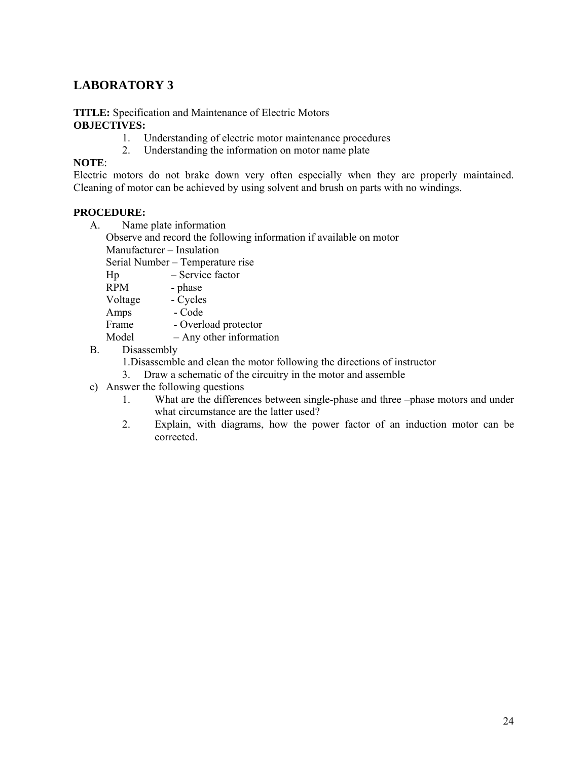## LABORATORY 3

**TITLE:** Specification and Maintenance of Electric Motors

**OBJECTIVES:**

1. Understanding of electric motor maintenance procedures
2. Understanding the information on motor name plate

**NOTE**:
Electric motors do not brake down very often especially when they are properly maintained. Cleaning of motor can be achieved by using solvent and brush on parts with no windings.

**PROCEDURE:**

A. Name plate information

Observe and record the following information if available on motor

Manufacturer – Insulation
Serial Number – Temperature rise
Hp – Service factor
RPM - phase
Voltage - Cycles
Amps - Code
Frame - Overload protector
Model – Any other information

B. Disassembly

1.Disassemble and clean the motor following the directions of instructor

3. Draw a schematic of the circuitry in the motor and assemble

c) Answer the following questions

1. What are the differences between single-phase and three –phase motors and under what circumstance are the latter used?
2. Explain, with diagrams, how the power factor of an induction motor can be corrected.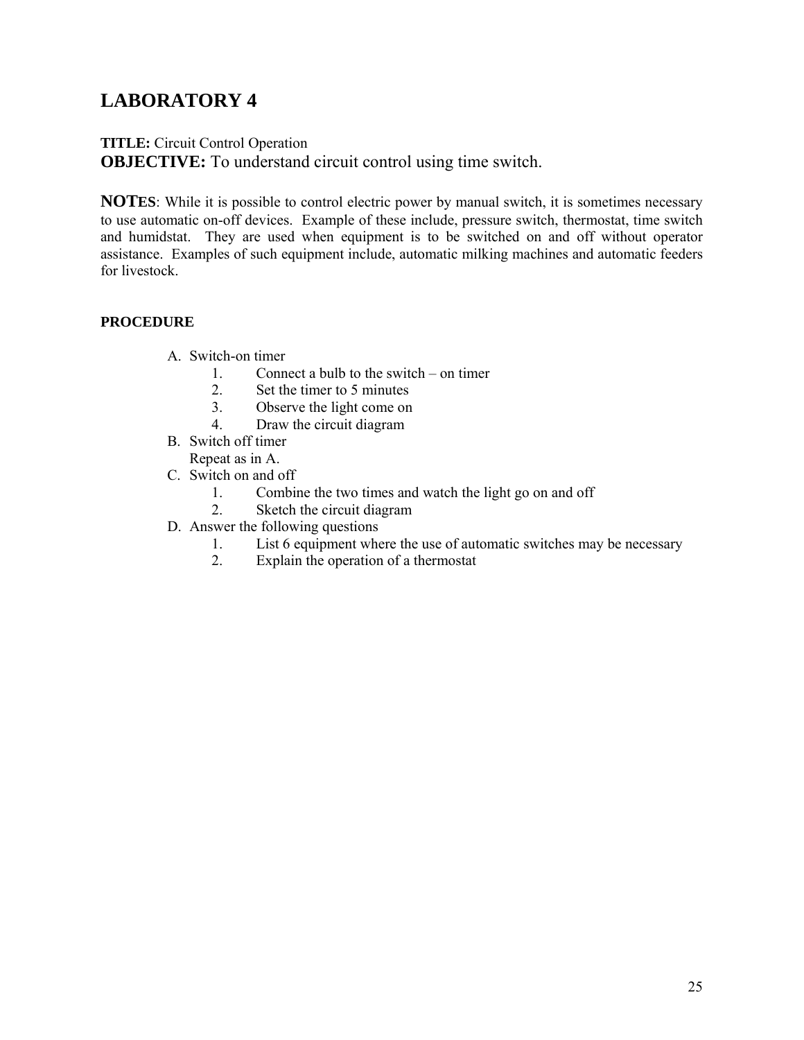# LABORATORY 4

**TITLE:** Circuit Control Operation

**OBJECTIVE:** To understand circuit control using time switch.

**NOTES**: While it is possible to control electric power by manual switch, it is sometimes necessary to use automatic on-off devices. Example of these include, pressure switch, thermostat, time switch and humidstat. They are used when equipment is to be switched on and off without operator assistance. Examples of such equipment include, automatic milking machines and automatic feeders for livestock.

**PROCEDURE**

A. Switch-on timer
   1. Connect a bulb to the switch – on timer
   2. Set the timer to 5 minutes
   3. Observe the light come on
   4. Draw the circuit diagram

B. Switch off timer
   Repeat as in A.

C. Switch on and off
   1. Combine the two times and watch the light go on and off
   2. Sketch the circuit diagram

D. Answer the following questions
   1. List 6 equipment where the use of automatic switches may be necessary
   2. Explain the operation of a thermostat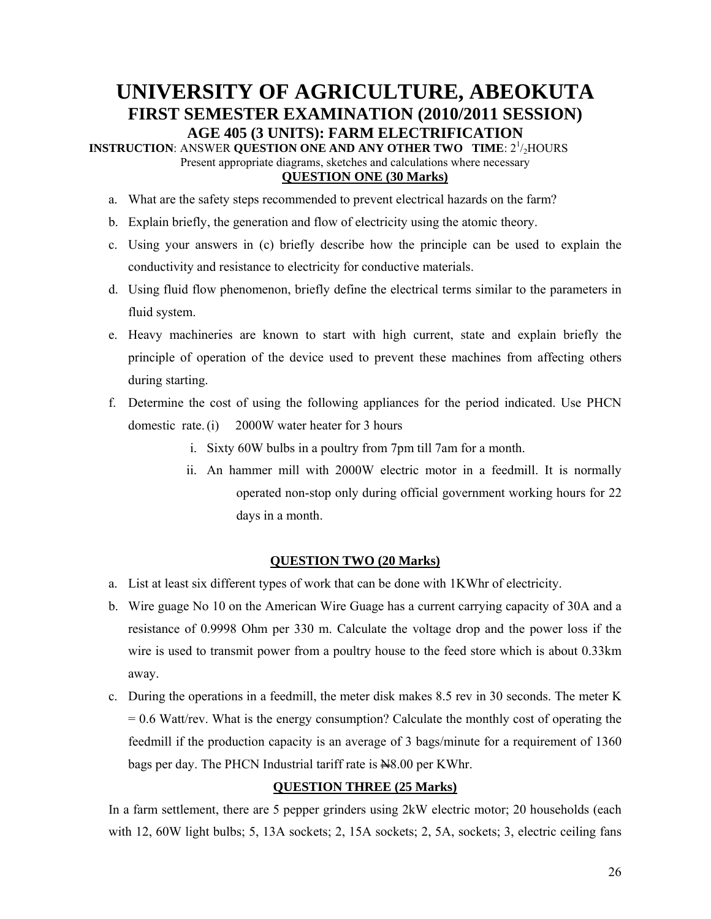# UNIVERSITY OF AGRICULTURE, ABEOKUTA

## FIRST SEMESTER EXAMINATION (2010/2011 SESSION)

### AGE 405 (3 UNITS): FARM ELECTRIFICATION

**INSTRUCTION**: ANSWER **QUESTION ONE AND ANY OTHER TWO** **TIME**: $2^1/_2$HOURS

Present appropriate diagrams, sketches and calculations where necessary

**QUESTION ONE (30 Marks)**

a. What are the safety steps recommended to prevent electrical hazards on the farm?

b. Explain briefly, the generation and flow of electricity using the atomic theory.

c. Using your answers in (c) briefly describe how the principle can be used to explain the conductivity and resistance to electricity for conductive materials.

d. Using fluid flow phenomenon, briefly define the electrical terms similar to the parameters in fluid system.

e. Heavy machineries are known to start with high current, state and explain briefly the principle of operation of the device used to prevent these machines from affecting others during starting.

f. Determine the cost of using the following appliances for the period indicated. Use PHCN domestic rate. (i) 2000W water heater for 3 hours

   i. Sixty 60W bulbs in a poultry from 7pm till 7am for a month.

   ii. An hammer mill with 2000W electric motor in a feedmill. It is normally operated non-stop only during official government working hours for 22 days in a month.

**QUESTION TWO (20 Marks)**

a. List at least six different types of work that can be done with 1KWhr of electricity.

b. Wire guage No 10 on the American Wire Guage has a current carrying capacity of 30A and a resistance of 0.9998 Ohm per 330 m. Calculate the voltage drop and the power loss if the wire is used to transmit power from a poultry house to the feed store which is about 0.33km away.

c. During the operations in a feedmill, the meter disk makes 8.5 rev in 30 seconds. The meter K = 0.6 Watt/rev. What is the energy consumption? Calculate the monthly cost of operating the feedmill if the production capacity is an average of 3 bags/minute for a requirement of 1360 bags per day. The PHCN Industrial tariff rate is ₦8.00 per KWhr.

**QUESTION THREE (25 Marks)**

In a farm settlement, there are 5 pepper grinders using 2kW electric motor; 20 households (each with 12, 60W light bulbs; 5, 13A sockets; 2, 15A sockets; 2, 5A, sockets; 3, electric ceiling fans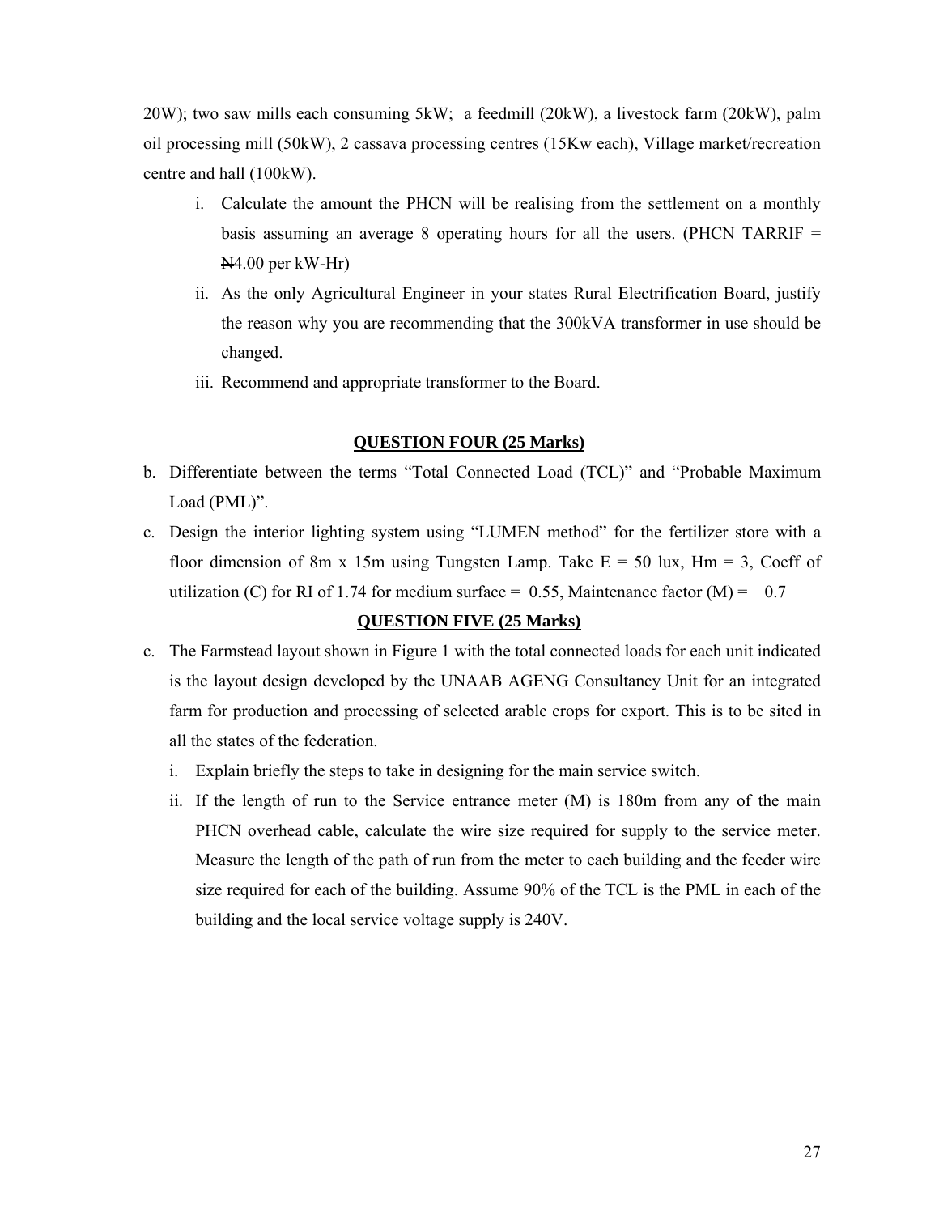20W); two saw mills each consuming 5kW; a feedmill (20kW), a livestock farm (20kW), palm oil processing mill (50kW), 2 cassava processing centres (15Kw each), Village market/recreation centre and hall (100kW).

i. Calculate the amount the PHCN will be realising from the settlement on a monthly basis assuming an average 8 operating hours for all the users. (PHCN TARRIF = ₦4.00 per kW-Hr)
ii. As the only Agricultural Engineer in your states Rural Electrification Board, justify the reason why you are recommending that the 300kVA transformer in use should be changed.
iii. Recommend and appropriate transformer to the Board.

## QUESTION FOUR (25 Marks)

b. Differentiate between the terms "Total Connected Load (TCL)" and "Probable Maximum Load (PML)".
c. Design the interior lighting system using "LUMEN method" for the fertilizer store with a floor dimension of 8m x 15m using Tungsten Lamp. Take E = 50 lux, Hm = 3, Coeff of utilization (C) for RI of 1.74 for medium surface = 0.55, Maintenance factor (M) = 0.7

## QUESTION FIVE (25 Marks)

c. The Farmstead layout shown in Figure 1 with the total connected loads for each unit indicated is the layout design developed by the UNAAB AGENG Consultancy Unit for an integrated farm for production and processing of selected arable crops for export. This is to be sited in all the states of the federation.
   i. Explain briefly the steps to take in designing for the main service switch.
   ii. If the length of run to the Service entrance meter (M) is 180m from any of the main PHCN overhead cable, calculate the wire size required for supply to the service meter. Measure the length of the path of run from the meter to each building and the feeder wire size required for each of the building. Assume 90% of the TCL is the PML in each of the building and the local service voltage supply is 240V.